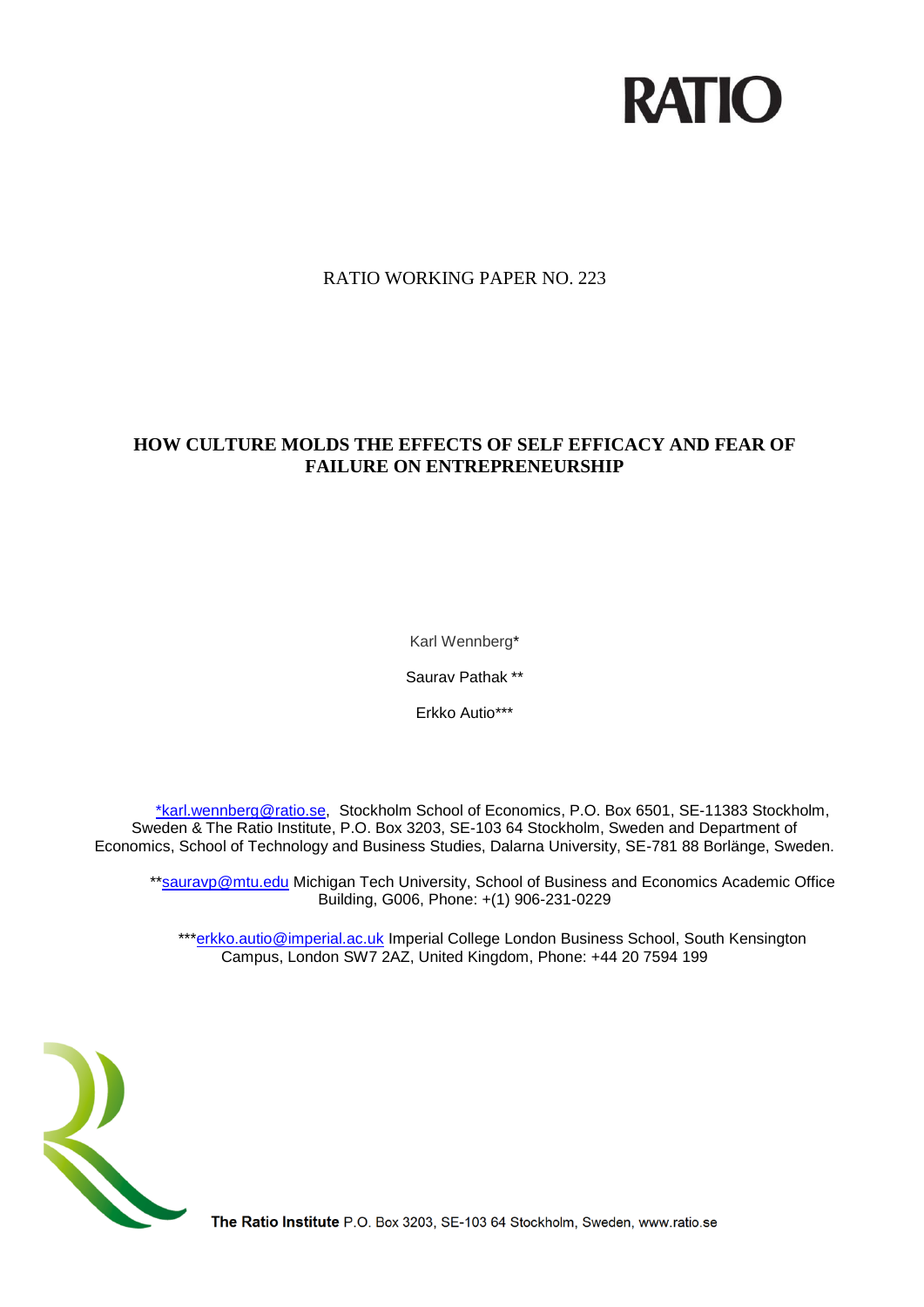RATIO

RATIO WORKING PAPER NO. 223

# HOW CULTURE MOLDS THE EFFECTS OF SELF EFFICACY AND FEAR OF FAILURE ON ENTREPRENEURSHIP

Karl Wennberg*

Saurav Pathak **

Erkko Autio***

*karl.wennberg@ratio.se, Stockholm School of Economics, P.O. Box 6501, SE-11383 Stockholm, Sweden & The Ratio Institute, P.O. Box 3203, SE-103 64 Stockholm, Sweden and Department of Economics, School of Technology and Business Studies, Dalarna University, SE-781 88 Borlänge, Sweden.

**sauravp@mtu.edu Michigan Tech University, School of Business and Economics Academic Office Building, G006, Phone: +(1) 906-231-0229

***erkko.autio@imperial.ac.uk Imperial College London Business School, South Kensington Campus, London SW7 2AZ, United Kingdom, Phone: +44 20 7594 199

**The Ratio Institute** P.O. Box 3203, SE-103 64 Stockholm, Sweden, www.ratio.se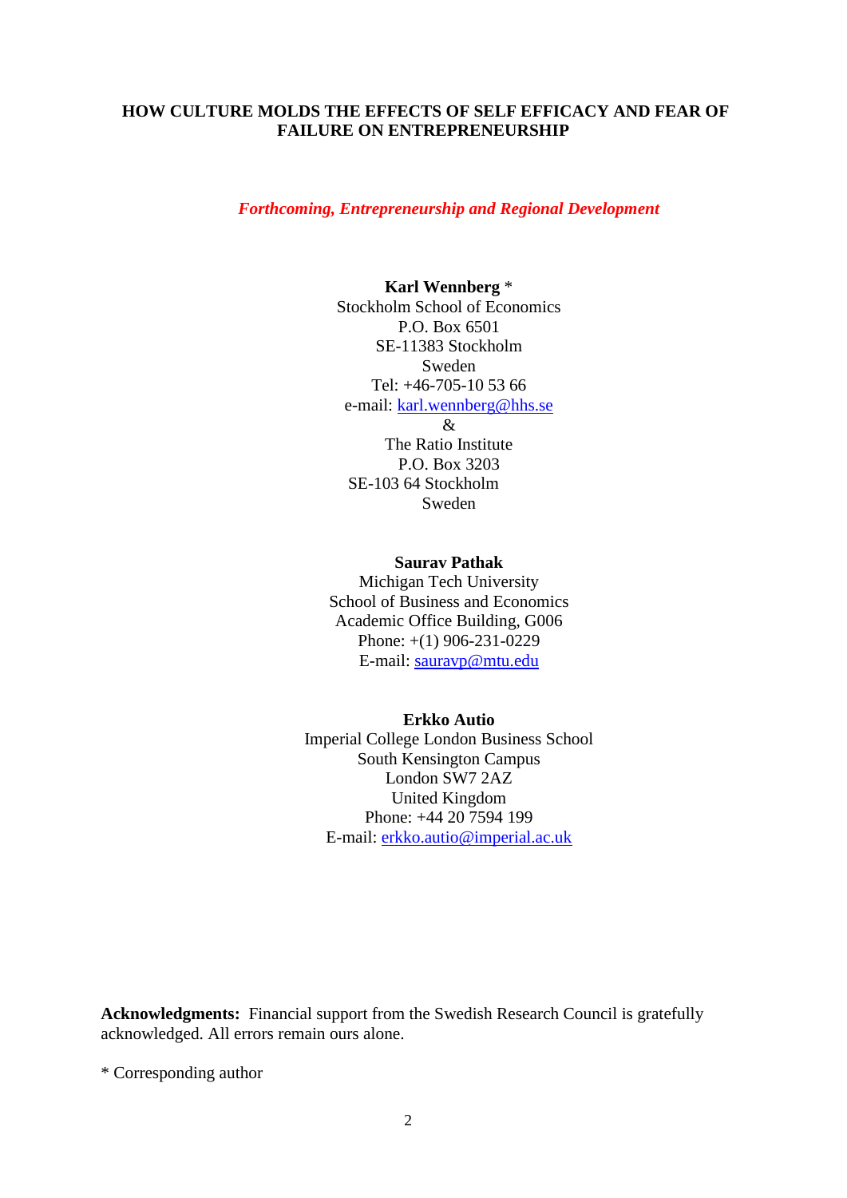**HOW CULTURE MOLDS THE EFFECTS OF SELF EFFICACY AND FEAR OF FAILURE ON ENTREPRENEURSHIP**

*Forthcoming, Entrepreneurship and Regional Development*

**Karl Wennberg** *
Stockholm School of Economics
P.O. Box 6501
SE-11383 Stockholm
Sweden
Tel: +46-705-10 53 66
e-mail: karl.wennberg@hhs.se
&
The Ratio Institute
P.O. Box 3203
SE-103 64 Stockholm
Sweden

**Saurav Pathak**
Michigan Tech University
School of Business and Economics
Academic Office Building, G006
Phone: +(1) 906-231-0229
E-mail: sauravp@mtu.edu

**Erkko Autio**
Imperial College London Business School
South Kensington Campus
London SW7 2AZ
United Kingdom
Phone: +44 20 7594 199
E-mail: erkko.autio@imperial.ac.uk

**Acknowledgments:** Financial support from the Swedish Research Council is gratefully acknowledged. All errors remain ours alone.

* Corresponding author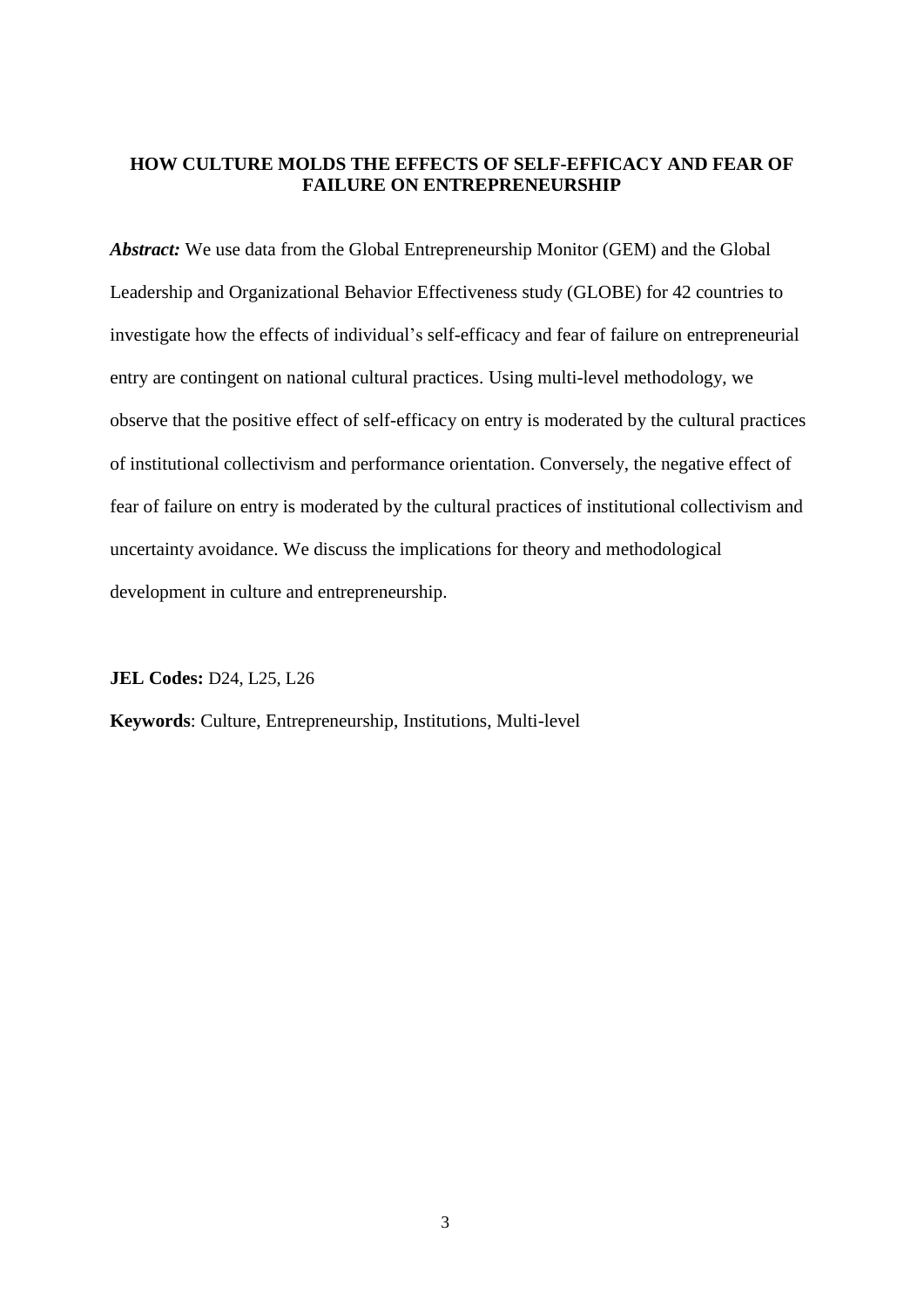# HOW CULTURE MOLDS THE EFFECTS OF SELF-EFFICACY AND FEAR OF FAILURE ON ENTREPRENEURSHIP

***Abstract:*** We use data from the Global Entrepreneurship Monitor (GEM) and the Global Leadership and Organizational Behavior Effectiveness study (GLOBE) for 42 countries to investigate how the effects of individual's self-efficacy and fear of failure on entrepreneurial entry are contingent on national cultural practices. Using multi-level methodology, we observe that the positive effect of self-efficacy on entry is moderated by the cultural practices of institutional collectivism and performance orientation. Conversely, the negative effect of fear of failure on entry is moderated by the cultural practices of institutional collectivism and uncertainty avoidance. We discuss the implications for theory and methodological development in culture and entrepreneurship.

**JEL Codes:** D24, L25, L26

**Keywords**: Culture, Entrepreneurship, Institutions, Multi-level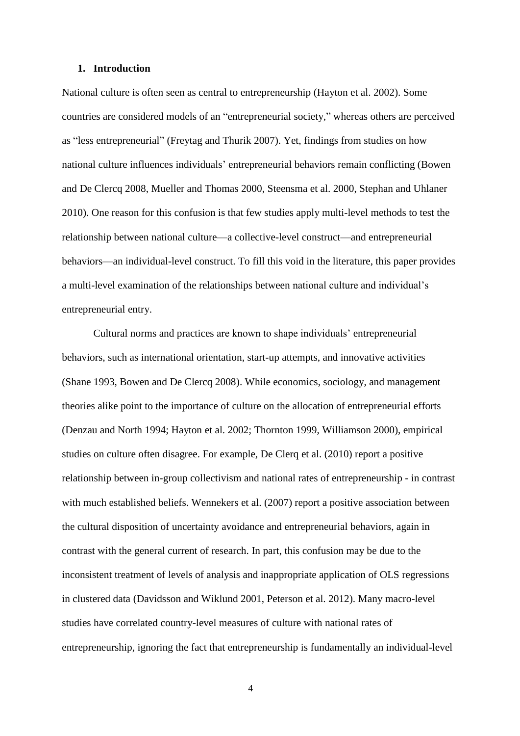## 1. Introduction

National culture is often seen as central to entrepreneurship (Hayton et al. 2002). Some countries are considered models of an "entrepreneurial society," whereas others are perceived as "less entrepreneurial" (Freytag and Thurik 2007). Yet, findings from studies on how national culture influences individuals' entrepreneurial behaviors remain conflicting (Bowen and De Clercq 2008, Mueller and Thomas 2000, Steensma et al. 2000, Stephan and Uhlaner 2010). One reason for this confusion is that few studies apply multi-level methods to test the relationship between national culture—a collective-level construct—and entrepreneurial behaviors—an individual-level construct. To fill this void in the literature, this paper provides a multi-level examination of the relationships between national culture and individual's entrepreneurial entry.

Cultural norms and practices are known to shape individuals' entrepreneurial behaviors, such as international orientation, start-up attempts, and innovative activities (Shane 1993, Bowen and De Clercq 2008). While economics, sociology, and management theories alike point to the importance of culture on the allocation of entrepreneurial efforts (Denzau and North 1994; Hayton et al. 2002; Thornton 1999, Williamson 2000), empirical studies on culture often disagree. For example, De Clerq et al. (2010) report a positive relationship between in-group collectivism and national rates of entrepreneurship - in contrast with much established beliefs. Wennekers et al. (2007) report a positive association between the cultural disposition of uncertainty avoidance and entrepreneurial behaviors, again in contrast with the general current of research. In part, this confusion may be due to the inconsistent treatment of levels of analysis and inappropriate application of OLS regressions in clustered data (Davidsson and Wiklund 2001, Peterson et al. 2012). Many macro-level studies have correlated country-level measures of culture with national rates of entrepreneurship, ignoring the fact that entrepreneurship is fundamentally an individual-level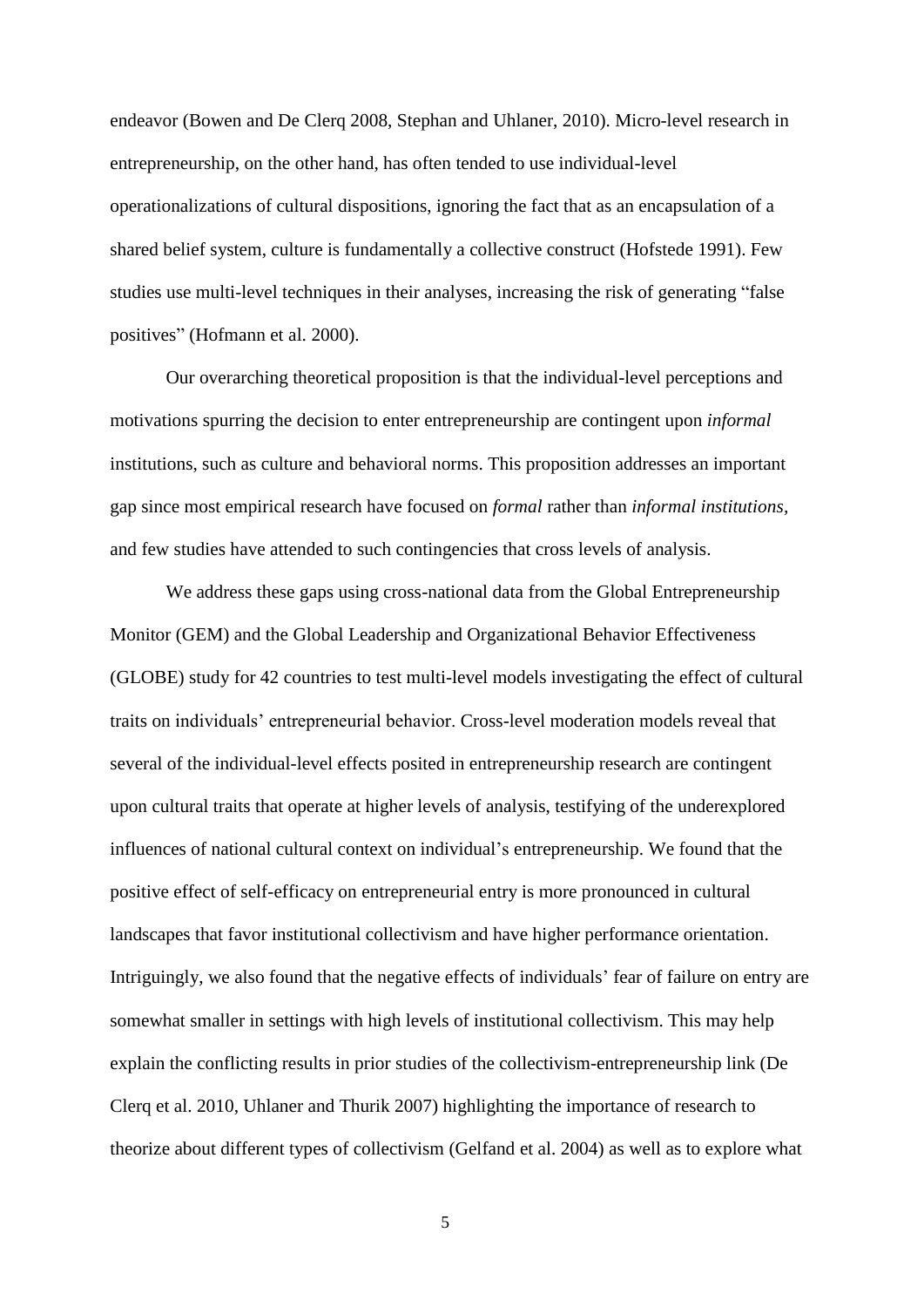endeavor (Bowen and De Clerq 2008, Stephan and Uhlaner, 2010). Micro-level research in entrepreneurship, on the other hand, has often tended to use individual-level operationalizations of cultural dispositions, ignoring the fact that as an encapsulation of a shared belief system, culture is fundamentally a collective construct (Hofstede 1991). Few studies use multi-level techniques in their analyses, increasing the risk of generating "false positives" (Hofmann et al. 2000).

Our overarching theoretical proposition is that the individual-level perceptions and motivations spurring the decision to enter entrepreneurship are contingent upon *informal* institutions, such as culture and behavioral norms. This proposition addresses an important gap since most empirical research have focused on *formal* rather than *informal institutions*, and few studies have attended to such contingencies that cross levels of analysis.

We address these gaps using cross-national data from the Global Entrepreneurship Monitor (GEM) and the Global Leadership and Organizational Behavior Effectiveness (GLOBE) study for 42 countries to test multi-level models investigating the effect of cultural traits on individuals' entrepreneurial behavior. Cross-level moderation models reveal that several of the individual-level effects posited in entrepreneurship research are contingent upon cultural traits that operate at higher levels of analysis, testifying of the underexplored influences of national cultural context on individual's entrepreneurship. We found that the positive effect of self-efficacy on entrepreneurial entry is more pronounced in cultural landscapes that favor institutional collectivism and have higher performance orientation. Intriguingly, we also found that the negative effects of individuals' fear of failure on entry are somewhat smaller in settings with high levels of institutional collectivism. This may help explain the conflicting results in prior studies of the collectivism-entrepreneurship link (De Clerq et al. 2010, Uhlaner and Thurik 2007) highlighting the importance of research to theorize about different types of collectivism (Gelfand et al. 2004) as well as to explore what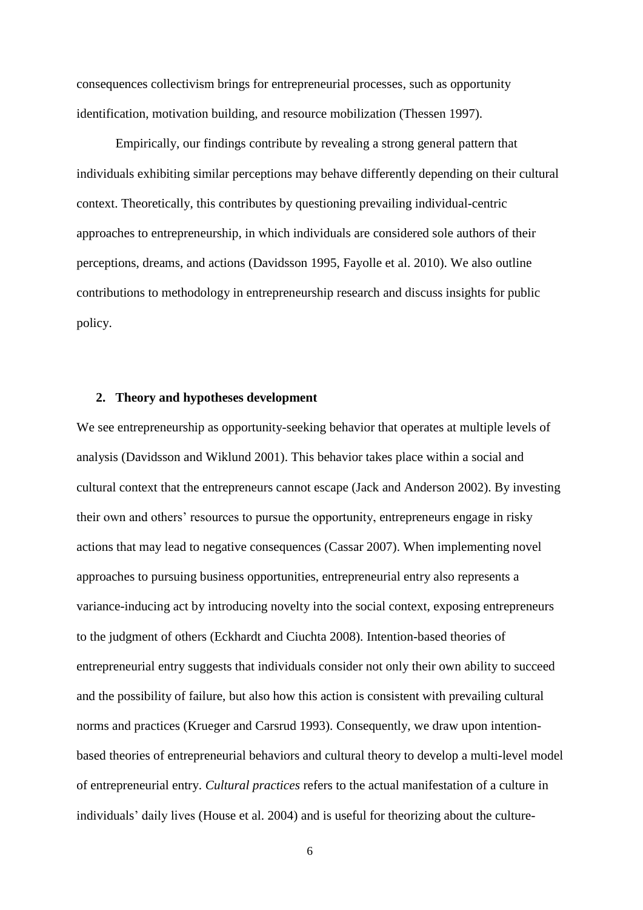consequences collectivism brings for entrepreneurial processes, such as opportunity identification, motivation building, and resource mobilization (Thessen 1997).

Empirically, our findings contribute by revealing a strong general pattern that individuals exhibiting similar perceptions may behave differently depending on their cultural context. Theoretically, this contributes by questioning prevailing individual-centric approaches to entrepreneurship, in which individuals are considered sole authors of their perceptions, dreams, and actions (Davidsson 1995, Fayolle et al. 2010). We also outline contributions to methodology in entrepreneurship research and discuss insights for public policy.

## 2. Theory and hypotheses development

We see entrepreneurship as opportunity-seeking behavior that operates at multiple levels of analysis (Davidsson and Wiklund 2001). This behavior takes place within a social and cultural context that the entrepreneurs cannot escape (Jack and Anderson 2002). By investing their own and others' resources to pursue the opportunity, entrepreneurs engage in risky actions that may lead to negative consequences (Cassar 2007). When implementing novel approaches to pursuing business opportunities, entrepreneurial entry also represents a variance-inducing act by introducing novelty into the social context, exposing entrepreneurs to the judgment of others (Eckhardt and Ciuchta 2008). Intention-based theories of entrepreneurial entry suggests that individuals consider not only their own ability to succeed and the possibility of failure, but also how this action is consistent with prevailing cultural norms and practices (Krueger and Carsrud 1993). Consequently, we draw upon intention-based theories of entrepreneurial behaviors and cultural theory to develop a multi-level model of entrepreneurial entry. *Cultural practices* refers to the actual manifestation of a culture in individuals' daily lives (House et al. 2004) and is useful for theorizing about the culture-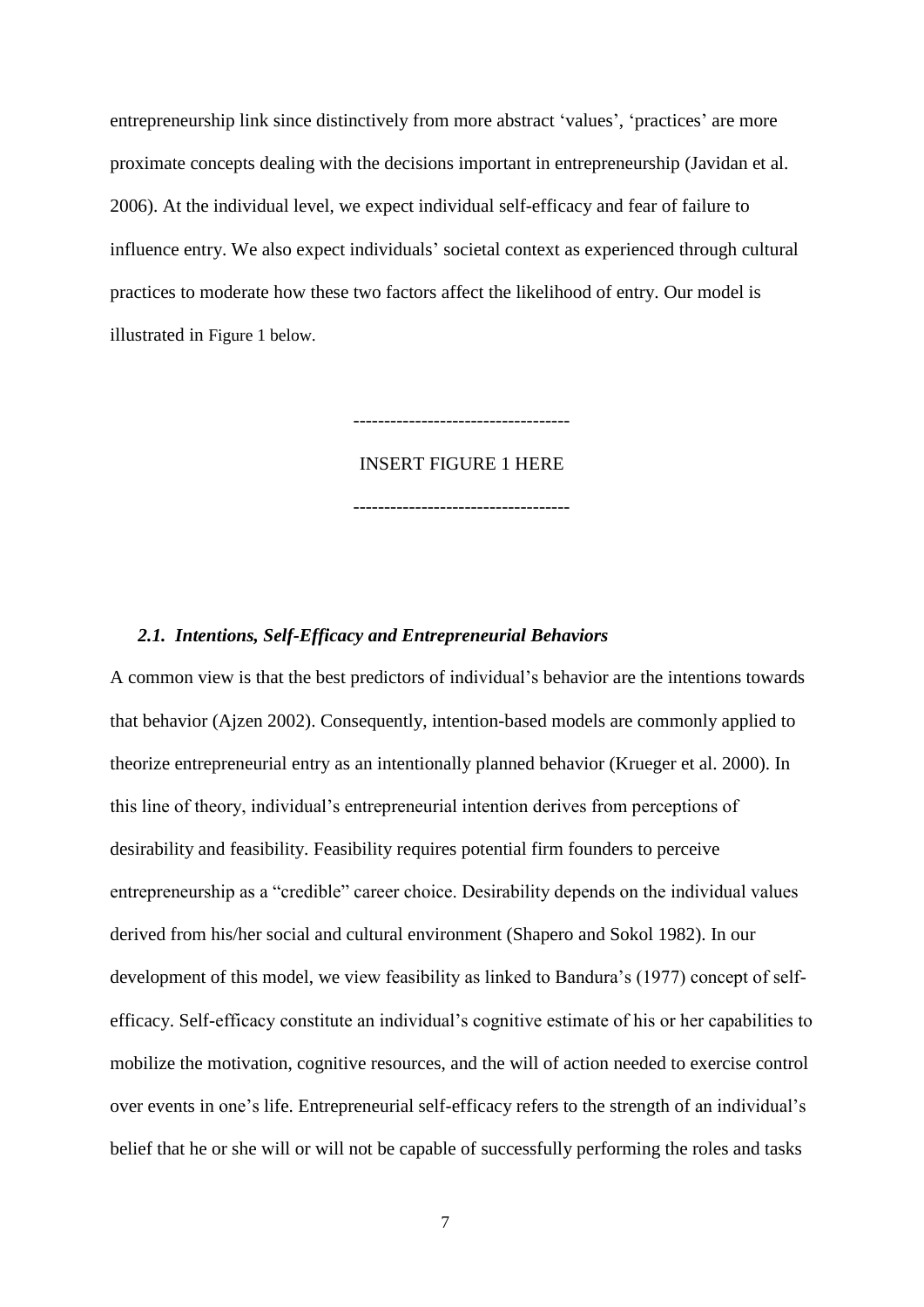entrepreneurship link since distinctively from more abstract 'values', 'practices' are more proximate concepts dealing with the decisions important in entrepreneurship (Javidan et al. 2006). At the individual level, we expect individual self-efficacy and fear of failure to influence entry. We also expect individuals' societal context as experienced through cultural practices to moderate how these two factors affect the likelihood of entry. Our model is illustrated in Figure 1 below.

----------------------------------

INSERT FIGURE 1 HERE

----------------------------------

### *2.1. Intentions, Self-Efficacy and Entrepreneurial Behaviors*

A common view is that the best predictors of individual's behavior are the intentions towards that behavior (Ajzen 2002). Consequently, intention-based models are commonly applied to theorize entrepreneurial entry as an intentionally planned behavior (Krueger et al. 2000). In this line of theory, individual's entrepreneurial intention derives from perceptions of desirability and feasibility. Feasibility requires potential firm founders to perceive entrepreneurship as a "credible" career choice. Desirability depends on the individual values derived from his/her social and cultural environment (Shapero and Sokol 1982). In our development of this model, we view feasibility as linked to Bandura's (1977) concept of self-efficacy. Self-efficacy constitute an individual's cognitive estimate of his or her capabilities to mobilize the motivation, cognitive resources, and the will of action needed to exercise control over events in one's life. Entrepreneurial self-efficacy refers to the strength of an individual's belief that he or she will or will not be capable of successfully performing the roles and tasks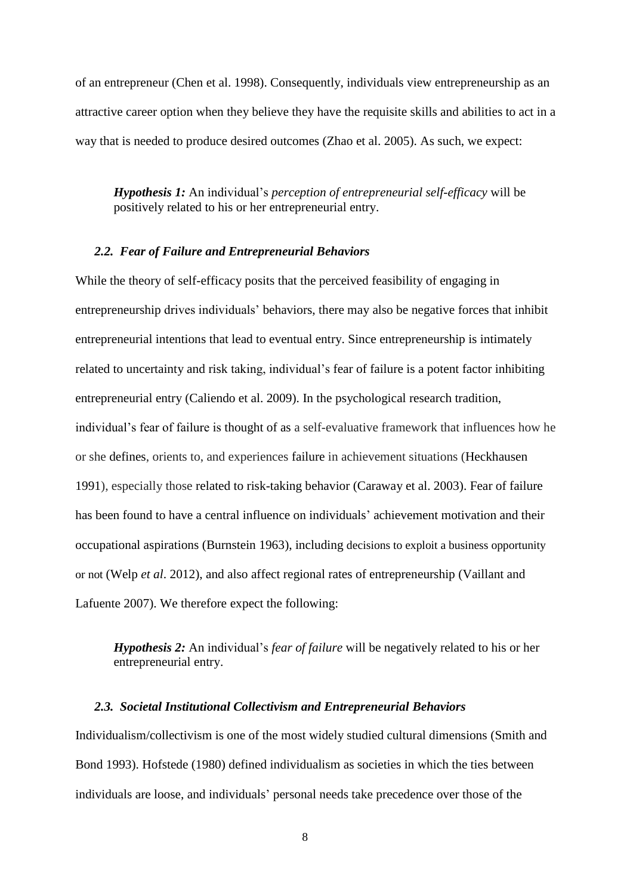of an entrepreneur (Chen et al. 1998). Consequently, individuals view entrepreneurship as an attractive career option when they believe they have the requisite skills and abilities to act in a way that is needed to produce desired outcomes (Zhao et al. 2005). As such, we expect:

> ***Hypothesis 1:*** An individual's *perception of entrepreneurial self-efficacy* will be positively related to his or her entrepreneurial entry.

### *2.2. Fear of Failure and Entrepreneurial Behaviors*

While the theory of self-efficacy posits that the perceived feasibility of engaging in entrepreneurship drives individuals' behaviors, there may also be negative forces that inhibit entrepreneurial intentions that lead to eventual entry. Since entrepreneurship is intimately related to uncertainty and risk taking, individual's fear of failure is a potent factor inhibiting entrepreneurial entry (Caliendo et al. 2009). In the psychological research tradition, individual's fear of failure is thought of as a self-evaluative framework that influences how he or she defines, orients to, and experiences failure in achievement situations (Heckhausen 1991), especially those related to risk-taking behavior (Caraway et al. 2003). Fear of failure has been found to have a central influence on individuals' achievement motivation and their occupational aspirations (Burnstein 1963), including decisions to exploit a business opportunity or not (Welp *et al*. 2012), and also affect regional rates of entrepreneurship (Vaillant and Lafuente 2007). We therefore expect the following:

> ***Hypothesis 2:*** An individual's *fear of failure* will be negatively related to his or her entrepreneurial entry.

### *2.3. Societal Institutional Collectivism and Entrepreneurial Behaviors*

Individualism/collectivism is one of the most widely studied cultural dimensions (Smith and Bond 1993). Hofstede (1980) defined individualism as societies in which the ties between individuals are loose, and individuals' personal needs take precedence over those of the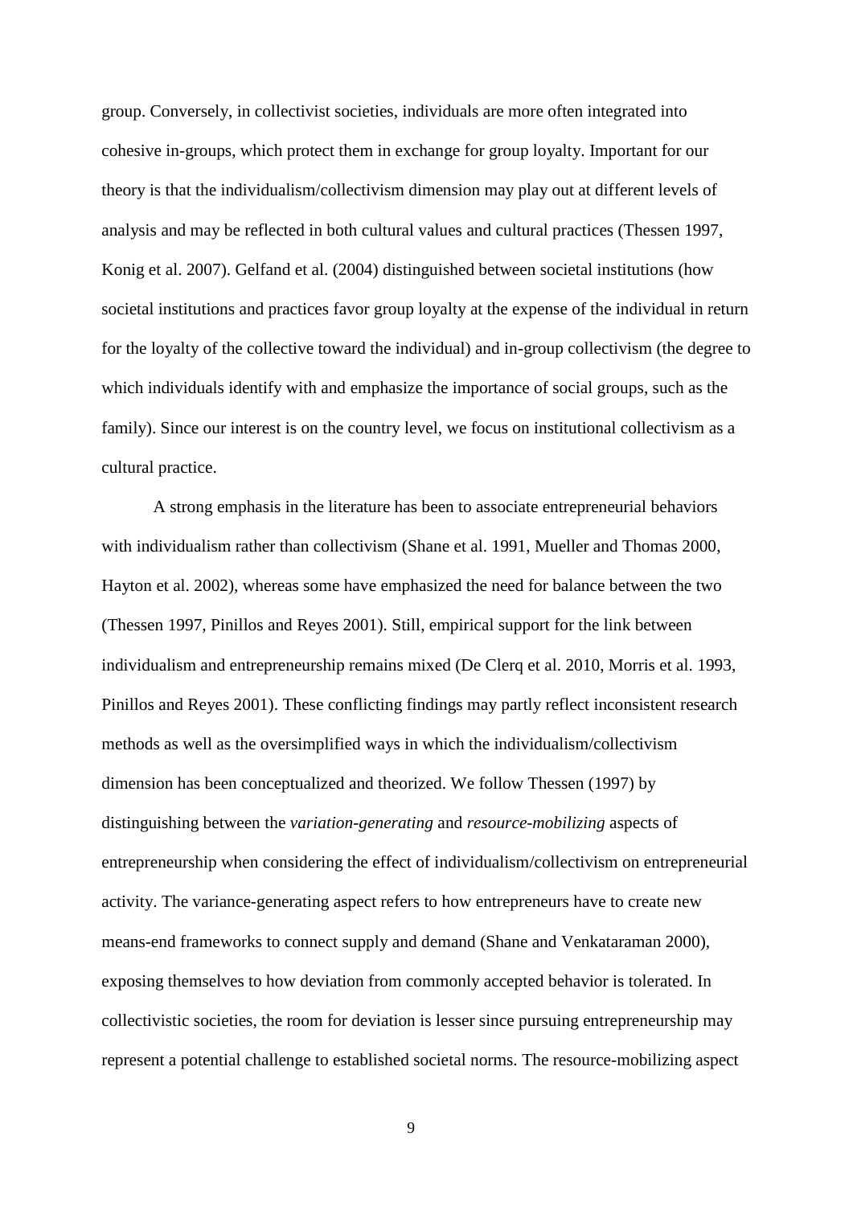group. Conversely, in collectivist societies, individuals are more often integrated into cohesive in-groups, which protect them in exchange for group loyalty. Important for our theory is that the individualism/collectivism dimension may play out at different levels of analysis and may be reflected in both cultural values and cultural practices (Thessen 1997, Konig et al. 2007). Gelfand et al. (2004) distinguished between societal institutions (how societal institutions and practices favor group loyalty at the expense of the individual in return for the loyalty of the collective toward the individual) and in-group collectivism (the degree to which individuals identify with and emphasize the importance of social groups, such as the family). Since our interest is on the country level, we focus on institutional collectivism as a cultural practice.

A strong emphasis in the literature has been to associate entrepreneurial behaviors with individualism rather than collectivism (Shane et al. 1991, Mueller and Thomas 2000, Hayton et al. 2002), whereas some have emphasized the need for balance between the two (Thessen 1997, Pinillos and Reyes 2001). Still, empirical support for the link between individualism and entrepreneurship remains mixed (De Clerq et al. 2010, Morris et al. 1993, Pinillos and Reyes 2001). These conflicting findings may partly reflect inconsistent research methods as well as the oversimplified ways in which the individualism/collectivism dimension has been conceptualized and theorized. We follow Thessen (1997) by distinguishing between the *variation-generating* and *resource-mobilizing* aspects of entrepreneurship when considering the effect of individualism/collectivism on entrepreneurial activity. The variance-generating aspect refers to how entrepreneurs have to create new means-end frameworks to connect supply and demand (Shane and Venkataraman 2000), exposing themselves to how deviation from commonly accepted behavior is tolerated. In collectivistic societies, the room for deviation is lesser since pursuing entrepreneurship may represent a potential challenge to established societal norms. The resource-mobilizing aspect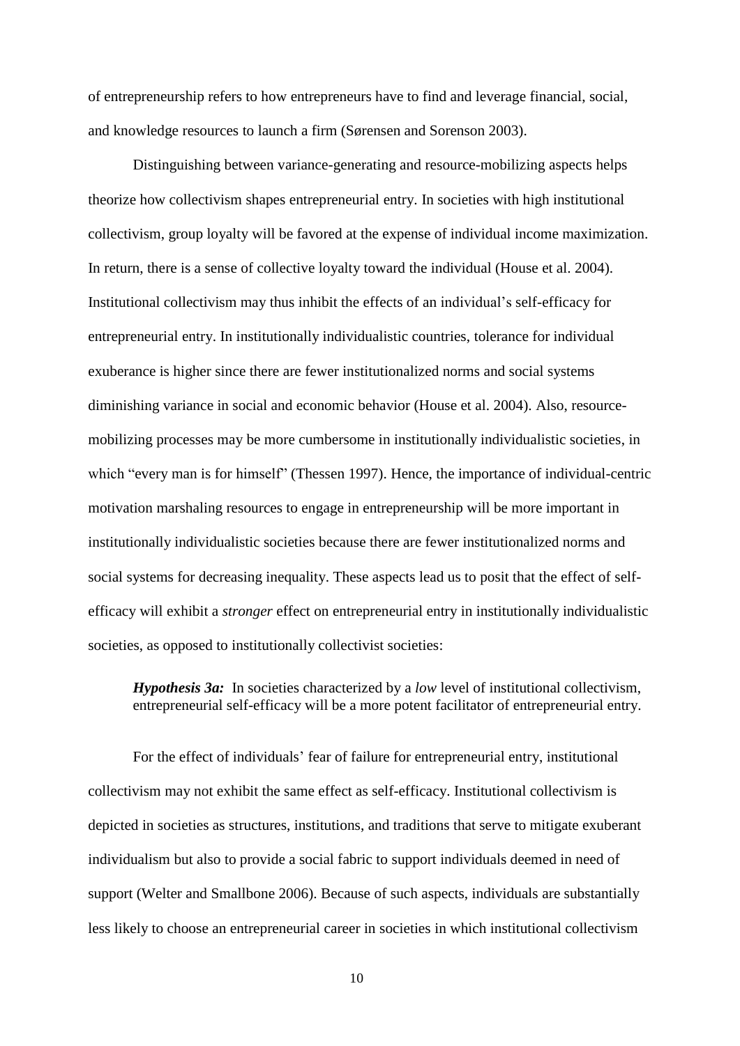of entrepreneurship refers to how entrepreneurs have to find and leverage financial, social, and knowledge resources to launch a firm (Sørensen and Sorenson 2003).

Distinguishing between variance-generating and resource-mobilizing aspects helps theorize how collectivism shapes entrepreneurial entry. In societies with high institutional collectivism, group loyalty will be favored at the expense of individual income maximization. In return, there is a sense of collective loyalty toward the individual (House et al. 2004). Institutional collectivism may thus inhibit the effects of an individual's self-efficacy for entrepreneurial entry. In institutionally individualistic countries, tolerance for individual exuberance is higher since there are fewer institutionalized norms and social systems diminishing variance in social and economic behavior (House et al. 2004). Also, resource-mobilizing processes may be more cumbersome in institutionally individualistic societies, in which "every man is for himself" (Thessen 1997). Hence, the importance of individual-centric motivation marshaling resources to engage in entrepreneurship will be more important in institutionally individualistic societies because there are fewer institutionalized norms and social systems for decreasing inequality. These aspects lead us to posit that the effect of self-efficacy will exhibit a *stronger* effect on entrepreneurial entry in institutionally individualistic societies, as opposed to institutionally collectivist societies:

> ***Hypothesis 3a:*** In societies characterized by a *low* level of institutional collectivism, entrepreneurial self-efficacy will be a more potent facilitator of entrepreneurial entry.

For the effect of individuals' fear of failure for entrepreneurial entry, institutional collectivism may not exhibit the same effect as self-efficacy. Institutional collectivism is depicted in societies as structures, institutions, and traditions that serve to mitigate exuberant individualism but also to provide a social fabric to support individuals deemed in need of support (Welter and Smallbone 2006). Because of such aspects, individuals are substantially less likely to choose an entrepreneurial career in societies in which institutional collectivism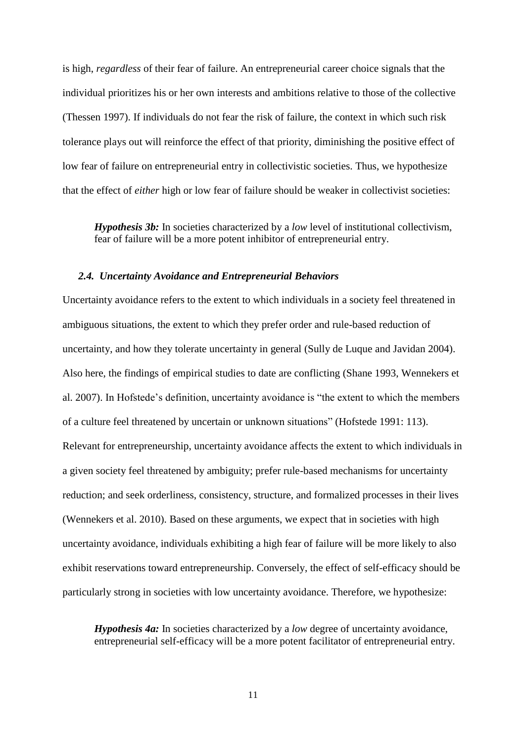is high, *regardless* of their fear of failure. An entrepreneurial career choice signals that the individual prioritizes his or her own interests and ambitions relative to those of the collective (Thessen 1997). If individuals do not fear the risk of failure, the context in which such risk tolerance plays out will reinforce the effect of that priority, diminishing the positive effect of low fear of failure on entrepreneurial entry in collectivistic societies. Thus, we hypothesize that the effect of *either* high or low fear of failure should be weaker in collectivist societies:

> ***Hypothesis 3b:*** In societies characterized by a *low* level of institutional collectivism, fear of failure will be a more potent inhibitor of entrepreneurial entry.

### *2.4. Uncertainty Avoidance and Entrepreneurial Behaviors*

Uncertainty avoidance refers to the extent to which individuals in a society feel threatened in ambiguous situations, the extent to which they prefer order and rule-based reduction of uncertainty, and how they tolerate uncertainty in general (Sully de Luque and Javidan 2004). Also here, the findings of empirical studies to date are conflicting (Shane 1993, Wennekers et al. 2007). In Hofstede's definition, uncertainty avoidance is "the extent to which the members of a culture feel threatened by uncertain or unknown situations" (Hofstede 1991: 113). Relevant for entrepreneurship, uncertainty avoidance affects the extent to which individuals in a given society feel threatened by ambiguity; prefer rule-based mechanisms for uncertainty reduction; and seek orderliness, consistency, structure, and formalized processes in their lives (Wennekers et al. 2010). Based on these arguments, we expect that in societies with high uncertainty avoidance, individuals exhibiting a high fear of failure will be more likely to also exhibit reservations toward entrepreneurship. Conversely, the effect of self-efficacy should be particularly strong in societies with low uncertainty avoidance. Therefore, we hypothesize:

> ***Hypothesis 4a:*** In societies characterized by a *low* degree of uncertainty avoidance, entrepreneurial self-efficacy will be a more potent facilitator of entrepreneurial entry.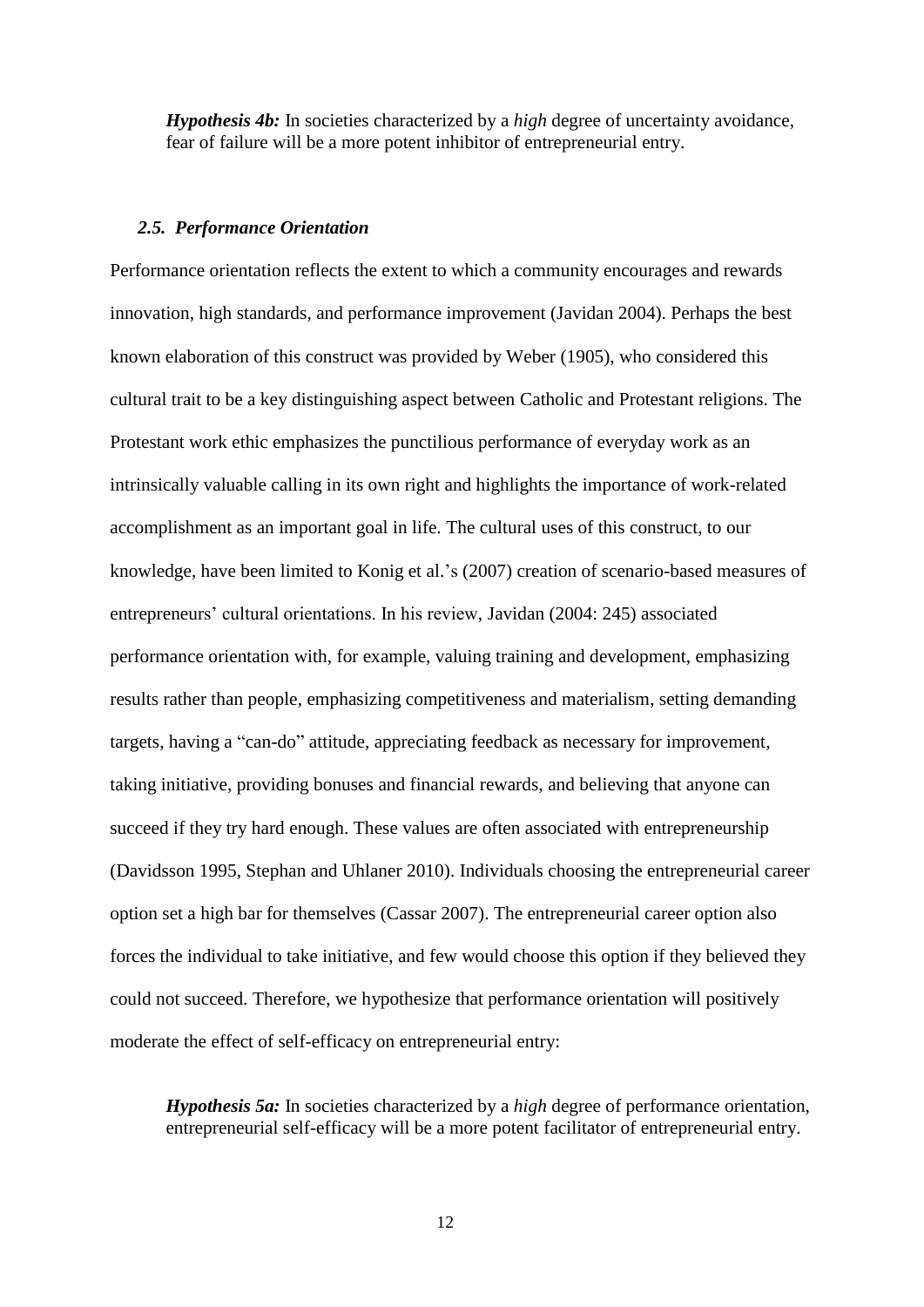***Hypothesis 4b:*** In societies characterized by a *high* degree of uncertainty avoidance, fear of failure will be a more potent inhibitor of entrepreneurial entry.

### *2.5. Performance Orientation*

Performance orientation reflects the extent to which a community encourages and rewards innovation, high standards, and performance improvement (Javidan 2004). Perhaps the best known elaboration of this construct was provided by Weber (1905), who considered this cultural trait to be a key distinguishing aspect between Catholic and Protestant religions. The Protestant work ethic emphasizes the punctilious performance of everyday work as an intrinsically valuable calling in its own right and highlights the importance of work-related accomplishment as an important goal in life. The cultural uses of this construct, to our knowledge, have been limited to Konig et al.'s (2007) creation of scenario-based measures of entrepreneurs' cultural orientations. In his review, Javidan (2004: 245) associated performance orientation with, for example, valuing training and development, emphasizing results rather than people, emphasizing competitiveness and materialism, setting demanding targets, having a "can-do" attitude, appreciating feedback as necessary for improvement, taking initiative, providing bonuses and financial rewards, and believing that anyone can succeed if they try hard enough. These values are often associated with entrepreneurship (Davidsson 1995, Stephan and Uhlaner 2010). Individuals choosing the entrepreneurial career option set a high bar for themselves (Cassar 2007). The entrepreneurial career option also forces the individual to take initiative, and few would choose this option if they believed they could not succeed. Therefore, we hypothesize that performance orientation will positively moderate the effect of self-efficacy on entrepreneurial entry:

***Hypothesis 5a:*** In societies characterized by a *high* degree of performance orientation, entrepreneurial self-efficacy will be a more potent facilitator of entrepreneurial entry.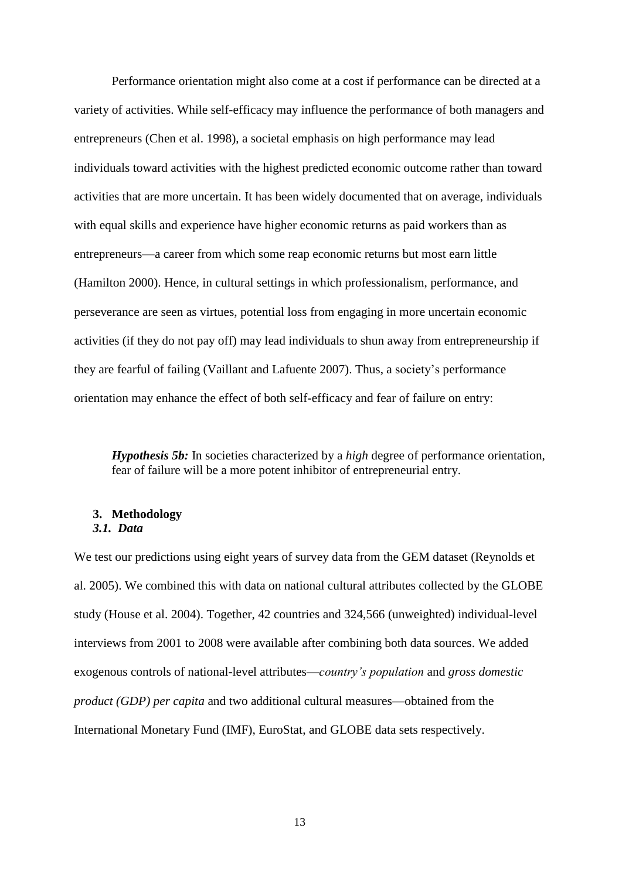Performance orientation might also come at a cost if performance can be directed at a variety of activities. While self-efficacy may influence the performance of both managers and entrepreneurs (Chen et al. 1998), a societal emphasis on high performance may lead individuals toward activities with the highest predicted economic outcome rather than toward activities that are more uncertain. It has been widely documented that on average, individuals with equal skills and experience have higher economic returns as paid workers than as entrepreneurs—a career from which some reap economic returns but most earn little (Hamilton 2000). Hence, in cultural settings in which professionalism, performance, and perseverance are seen as virtues, potential loss from engaging in more uncertain economic activities (if they do not pay off) may lead individuals to shun away from entrepreneurship if they are fearful of failing (Vaillant and Lafuente 2007). Thus, a society's performance orientation may enhance the effect of both self-efficacy and fear of failure on entry:

> ***Hypothesis 5b:*** In societies characterized by a *high* degree of performance orientation, fear of failure will be a more potent inhibitor of entrepreneurial entry.

## 3. Methodology

### *3.1. Data*

We test our predictions using eight years of survey data from the GEM dataset (Reynolds et al. 2005). We combined this with data on national cultural attributes collected by the GLOBE study (House et al. 2004). Together, 42 countries and 324,566 (unweighted) individual-level interviews from 2001 to 2008 were available after combining both data sources. We added exogenous controls of national-level attributes—*country's population* and *gross domestic product (GDP) per capita* and two additional cultural measures—obtained from the International Monetary Fund (IMF), EuroStat, and GLOBE data sets respectively.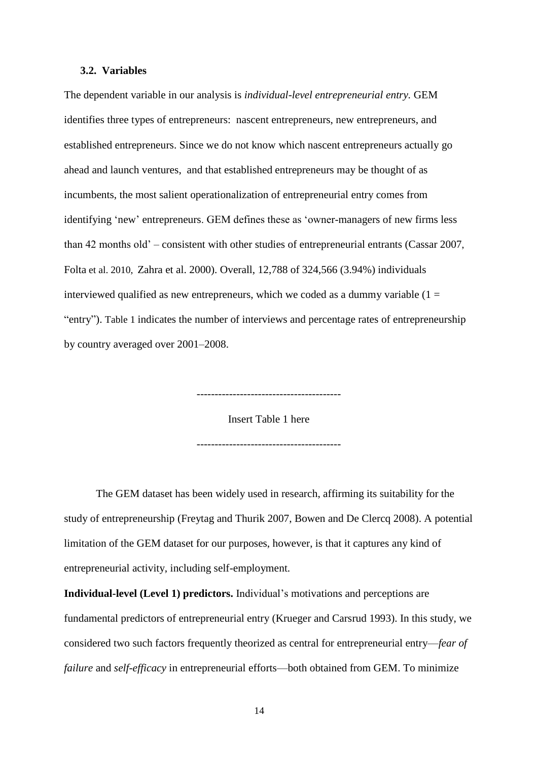### 3.2. Variables

The dependent variable in our analysis is *individual-level entrepreneurial entry.* GEM identifies three types of entrepreneurs: nascent entrepreneurs, new entrepreneurs, and established entrepreneurs. Since we do not know which nascent entrepreneurs actually go ahead and launch ventures, and that established entrepreneurs may be thought of as incumbents, the most salient operationalization of entrepreneurial entry comes from identifying 'new' entrepreneurs. GEM defines these as 'owner-managers of new firms less than 42 months old' – consistent with other studies of entrepreneurial entrants (Cassar 2007, Folta et al. 2010, Zahra et al. 2000). Overall, 12,788 of 324,566 (3.94%) individuals interviewed qualified as new entrepreneurs, which we coded as a dummy variable (1 = "entry"). Table 1 indicates the number of interviews and percentage rates of entrepreneurship by country averaged over 2001–2008.

---------------------------------------

Insert Table 1 here

---------------------------------------

The GEM dataset has been widely used in research, affirming its suitability for the study of entrepreneurship (Freytag and Thurik 2007, Bowen and De Clercq 2008). A potential limitation of the GEM dataset for our purposes, however, is that it captures any kind of entrepreneurial activity, including self-employment.

**Individual-level (Level 1) predictors.** Individual's motivations and perceptions are fundamental predictors of entrepreneurial entry (Krueger and Carsrud 1993). In this study, we considered two such factors frequently theorized as central for entrepreneurial entry—*fear of failure* and *self-efficacy* in entrepreneurial efforts—both obtained from GEM. To minimize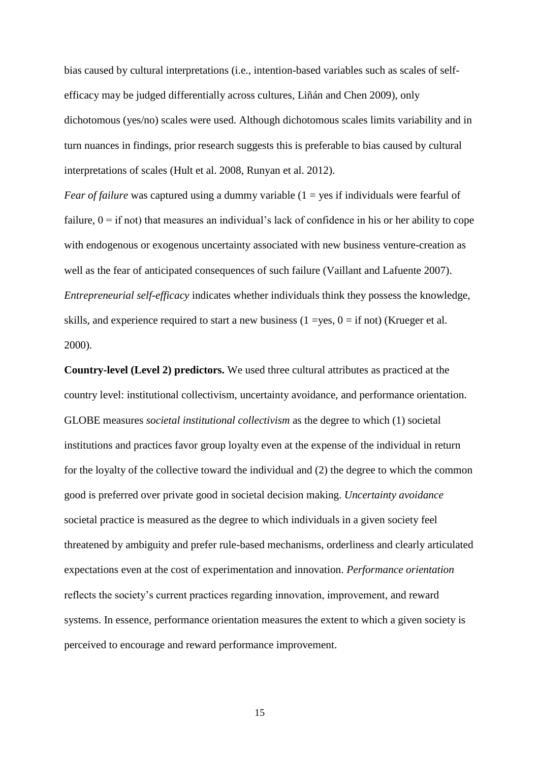bias caused by cultural interpretations (i.e., intention-based variables such as scales of self-efficacy may be judged differentially across cultures, Liñán and Chen 2009), only dichotomous (yes/no) scales were used. Although dichotomous scales limits variability and in turn nuances in findings, prior research suggests this is preferable to bias caused by cultural interpretations of scales (Hult et al. 2008, Runyan et al. 2012).

*Fear of failure* was captured using a dummy variable (1 = yes if individuals were fearful of failure, 0 = if not) that measures an individual's lack of confidence in his or her ability to cope with endogenous or exogenous uncertainty associated with new business venture-creation as well as the fear of anticipated consequences of such failure (Vaillant and Lafuente 2007). *Entrepreneurial self-efficacy* indicates whether individuals think they possess the knowledge, skills, and experience required to start a new business (1 =yes, 0 = if not) (Krueger et al. 2000).

**Country-level (Level 2) predictors.** We used three cultural attributes as practiced at the country level: institutional collectivism, uncertainty avoidance, and performance orientation. GLOBE measures *societal institutional collectivism* as the degree to which (1) societal institutions and practices favor group loyalty even at the expense of the individual in return for the loyalty of the collective toward the individual and (2) the degree to which the common good is preferred over private good in societal decision making. *Uncertainty avoidance* societal practice is measured as the degree to which individuals in a given society feel threatened by ambiguity and prefer rule-based mechanisms, orderliness and clearly articulated expectations even at the cost of experimentation and innovation. *Performance orientation* reflects the society's current practices regarding innovation, improvement, and reward systems. In essence, performance orientation measures the extent to which a given society is perceived to encourage and reward performance improvement.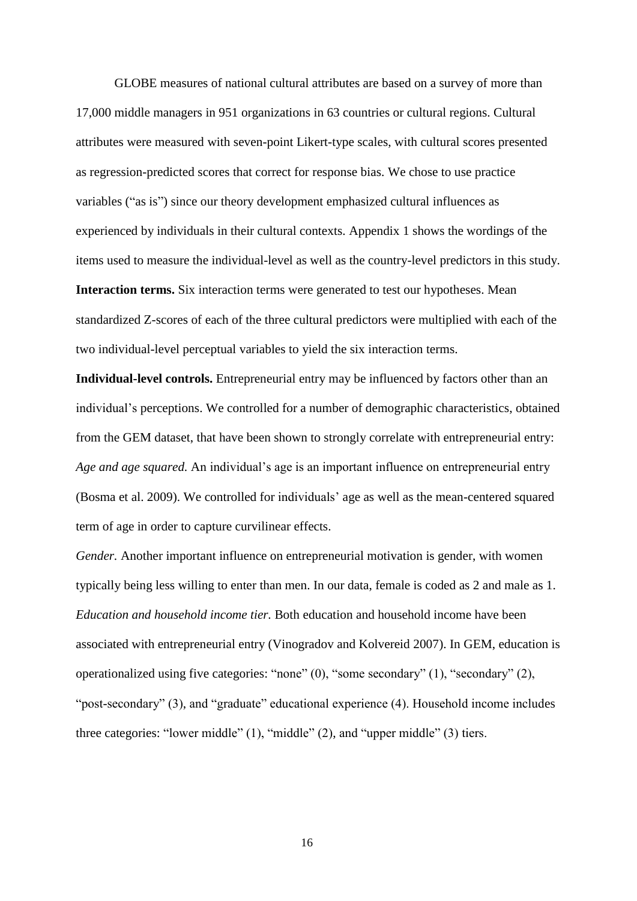GLOBE measures of national cultural attributes are based on a survey of more than 17,000 middle managers in 951 organizations in 63 countries or cultural regions. Cultural attributes were measured with seven-point Likert-type scales, with cultural scores presented as regression-predicted scores that correct for response bias. We chose to use practice variables ("as is") since our theory development emphasized cultural influences as experienced by individuals in their cultural contexts. Appendix 1 shows the wordings of the items used to measure the individual-level as well as the country-level predictors in this study.

**Interaction terms.** Six interaction terms were generated to test our hypotheses. Mean standardized Z-scores of each of the three cultural predictors were multiplied with each of the two individual-level perceptual variables to yield the six interaction terms.

**Individual-level controls.** Entrepreneurial entry may be influenced by factors other than an individual's perceptions. We controlled for a number of demographic characteristics, obtained from the GEM dataset, that have been shown to strongly correlate with entrepreneurial entry:

*Age and age squared.* An individual's age is an important influence on entrepreneurial entry (Bosma et al. 2009). We controlled for individuals' age as well as the mean-centered squared term of age in order to capture curvilinear effects.

*Gender.* Another important influence on entrepreneurial motivation is gender, with women typically being less willing to enter than men. In our data, female is coded as 2 and male as 1.

*Education and household income tier.* Both education and household income have been associated with entrepreneurial entry (Vinogradov and Kolvereid 2007). In GEM, education is operationalized using five categories: "none" (0), "some secondary" (1), "secondary" (2), "post-secondary" (3), and "graduate" educational experience (4). Household income includes three categories: "lower middle" (1), "middle" (2), and "upper middle" (3) tiers.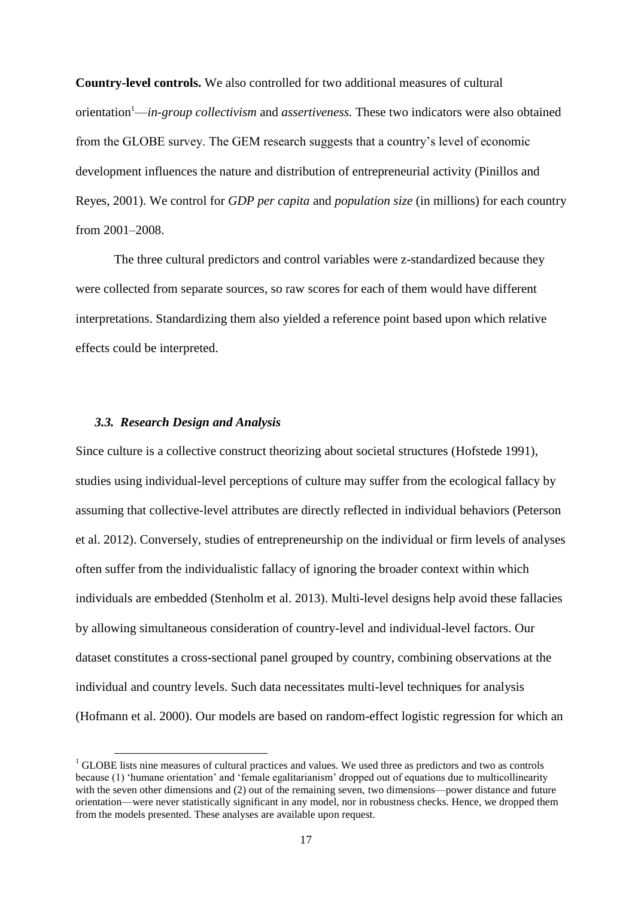**Country-level controls.** We also controlled for two additional measures of cultural orientation[1]—*in-group collectivism* and *assertiveness.* These two indicators were also obtained from the GLOBE survey. The GEM research suggests that a country's level of economic development influences the nature and distribution of entrepreneurial activity (Pinillos and Reyes, 2001). We control for *GDP per capita* and *population size* (in millions) for each country from 2001–2008.

The three cultural predictors and control variables were z-standardized because they were collected from separate sources, so raw scores for each of them would have different interpretations. Standardizing them also yielded a reference point based upon which relative effects could be interpreted.

### *3.3. Research Design and Analysis*

Since culture is a collective construct theorizing about societal structures (Hofstede 1991), studies using individual-level perceptions of culture may suffer from the ecological fallacy by assuming that collective-level attributes are directly reflected in individual behaviors (Peterson et al. 2012). Conversely, studies of entrepreneurship on the individual or firm levels of analyses often suffer from the individualistic fallacy of ignoring the broader context within which individuals are embedded (Stenholm et al. 2013). Multi-level designs help avoid these fallacies by allowing simultaneous consideration of country-level and individual-level factors. Our dataset constitutes a cross-sectional panel grouped by country, combining observations at the individual and country levels. Such data necessitates multi-level techniques for analysis (Hofmann et al. 2000). Our models are based on random-effect logistic regression for which an

[1] GLOBE lists nine measures of cultural practices and values. We used three as predictors and two as controls because (1) 'humane orientation' and 'female egalitarianism' dropped out of equations due to multicollinearity with the seven other dimensions and (2) out of the remaining seven, two dimensions—power distance and future orientation—were never statistically significant in any model, nor in robustness checks. Hence, we dropped them from the models presented. These analyses are available upon request.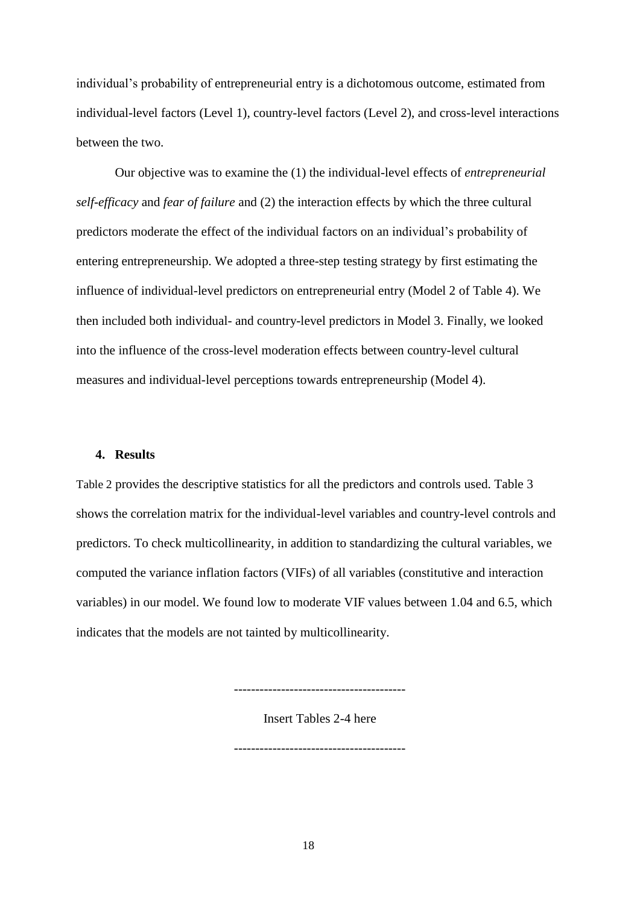individual's probability of entrepreneurial entry is a dichotomous outcome, estimated from individual-level factors (Level 1), country-level factors (Level 2), and cross-level interactions between the two.

Our objective was to examine the (1) the individual-level effects of *entrepreneurial self-efficacy* and *fear of failure* and (2) the interaction effects by which the three cultural predictors moderate the effect of the individual factors on an individual's probability of entering entrepreneurship. We adopted a three-step testing strategy by first estimating the influence of individual-level predictors on entrepreneurial entry (Model 2 of Table 4). We then included both individual- and country-level predictors in Model 3. Finally, we looked into the influence of the cross-level moderation effects between country-level cultural measures and individual-level perceptions towards entrepreneurship (Model 4).

## 4. Results

Table 2 provides the descriptive statistics for all the predictors and controls used. Table 3 shows the correlation matrix for the individual-level variables and country-level controls and predictors. To check multicollinearity, in addition to standardizing the cultural variables, we computed the variance inflation factors (VIFs) of all variables (constitutive and interaction variables) in our model. We found low to moderate VIF values between 1.04 and 6.5, which indicates that the models are not tainted by multicollinearity.

---------------------------------------

Insert Tables 2-4 here

---------------------------------------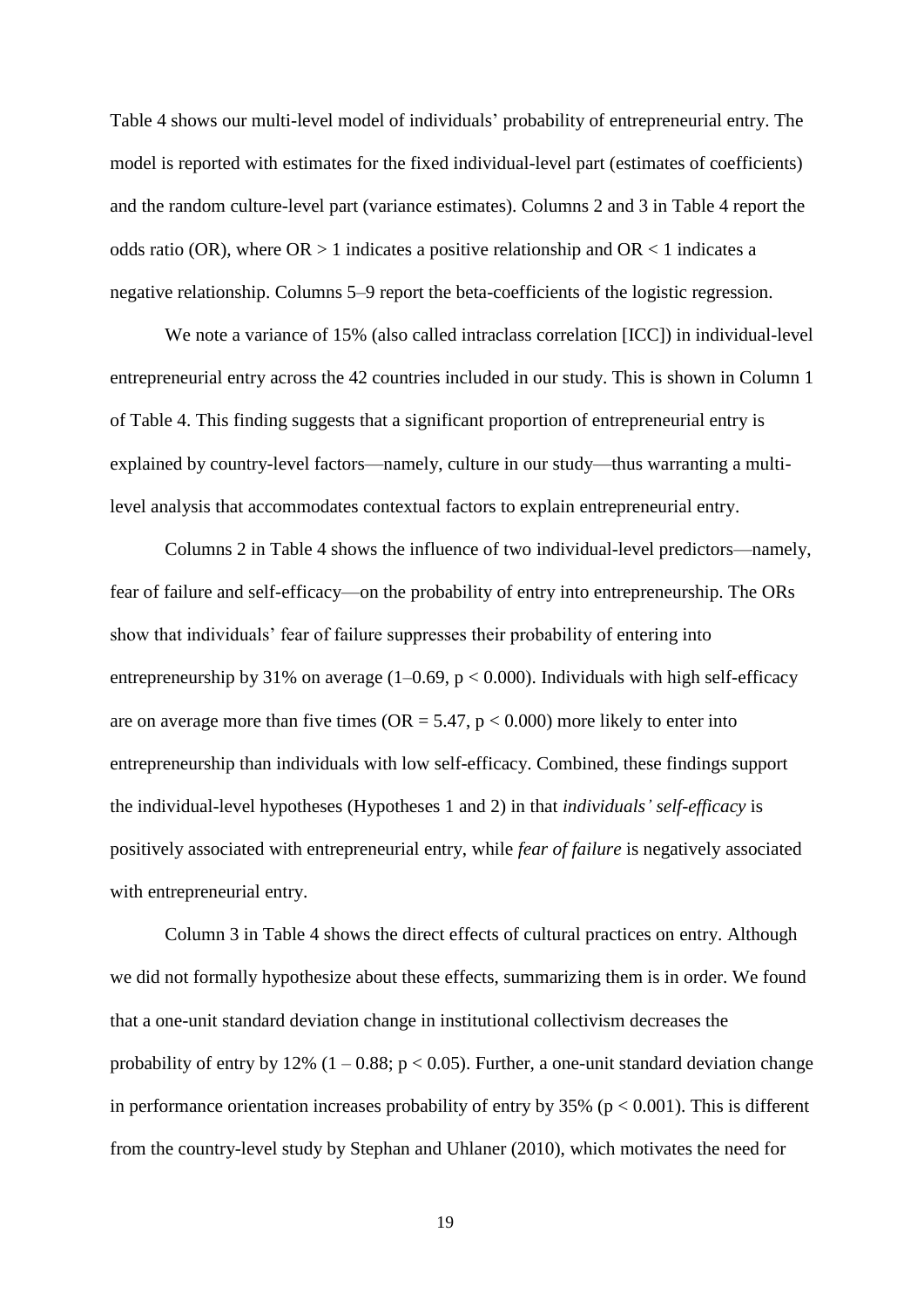Table 4 shows our multi-level model of individuals' probability of entrepreneurial entry. The model is reported with estimates for the fixed individual-level part (estimates of coefficients) and the random culture-level part (variance estimates). Columns 2 and 3 in Table 4 report the odds ratio (OR), where OR > 1 indicates a positive relationship and OR < 1 indicates a negative relationship. Columns 5–9 report the beta-coefficients of the logistic regression.

We note a variance of 15% (also called intraclass correlation [ICC]) in individual-level entrepreneurial entry across the 42 countries included in our study. This is shown in Column 1 of Table 4. This finding suggests that a significant proportion of entrepreneurial entry is explained by country-level factors—namely, culture in our study—thus warranting a multi-level analysis that accommodates contextual factors to explain entrepreneurial entry.

Columns 2 in Table 4 shows the influence of two individual-level predictors—namely, fear of failure and self-efficacy—on the probability of entry into entrepreneurship. The ORs show that individuals' fear of failure suppresses their probability of entering into entrepreneurship by 31% on average (1–0.69, $p < 0.000$). Individuals with high self-efficacy are on average more than five times (OR = 5.47, $p < 0.000$) more likely to enter into entrepreneurship than individuals with low self-efficacy. Combined, these findings support the individual-level hypotheses (Hypotheses 1 and 2) in that *individuals' self-efficacy* is positively associated with entrepreneurial entry, while *fear of failure* is negatively associated with entrepreneurial entry.

Column 3 in Table 4 shows the direct effects of cultural practices on entry. Although we did not formally hypothesize about these effects, summarizing them is in order. We found that a one-unit standard deviation change in institutional collectivism decreases the probability of entry by 12% (1 – 0.88; $p < 0.05$). Further, a one-unit standard deviation change in performance orientation increases probability of entry by 35% ($p < 0.001$). This is different from the country-level study by Stephan and Uhlaner (2010), which motivates the need for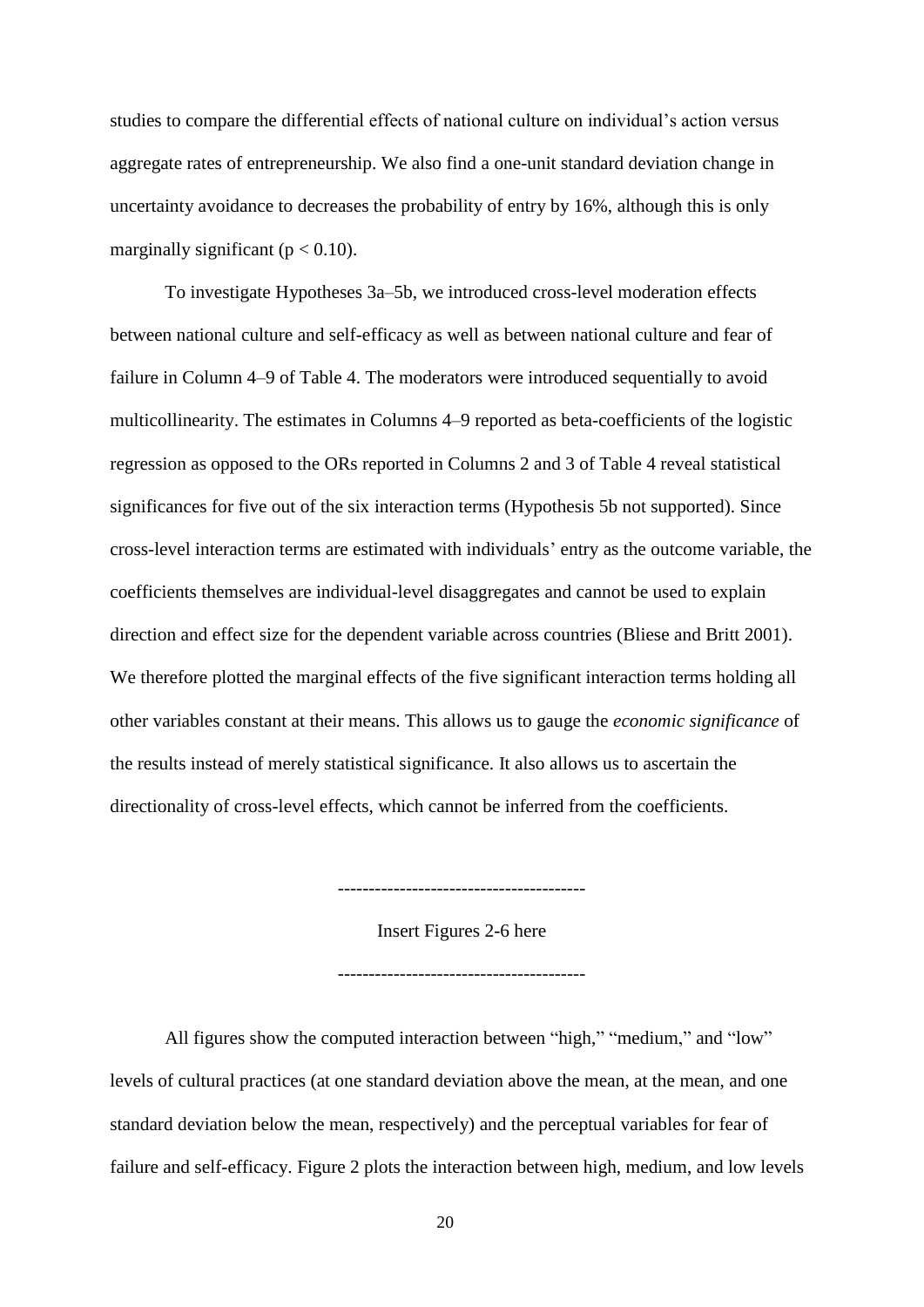studies to compare the differential effects of national culture on individual's action versus aggregate rates of entrepreneurship. We also find a one-unit standard deviation change in uncertainty avoidance to decreases the probability of entry by 16%, although this is only marginally significant ($p < 0.10$).

To investigate Hypotheses 3a–5b, we introduced cross-level moderation effects between national culture and self-efficacy as well as between national culture and fear of failure in Column 4–9 of Table 4. The moderators were introduced sequentially to avoid multicollinearity. The estimates in Columns 4–9 reported as beta-coefficients of the logistic regression as opposed to the ORs reported in Columns 2 and 3 of Table 4 reveal statistical significances for five out of the six interaction terms (Hypothesis 5b not supported). Since cross-level interaction terms are estimated with individuals' entry as the outcome variable, the coefficients themselves are individual-level disaggregates and cannot be used to explain direction and effect size for the dependent variable across countries (Bliese and Britt 2001). We therefore plotted the marginal effects of the five significant interaction terms holding all other variables constant at their means. This allows us to gauge the *economic significance* of the results instead of merely statistical significance. It also allows us to ascertain the directionality of cross-level effects, which cannot be inferred from the coefficients.

---------------------------------------

Insert Figures 2-6 here

---------------------------------------

All figures show the computed interaction between "high," "medium," and "low" levels of cultural practices (at one standard deviation above the mean, at the mean, and one standard deviation below the mean, respectively) and the perceptual variables for fear of failure and self-efficacy. Figure 2 plots the interaction between high, medium, and low levels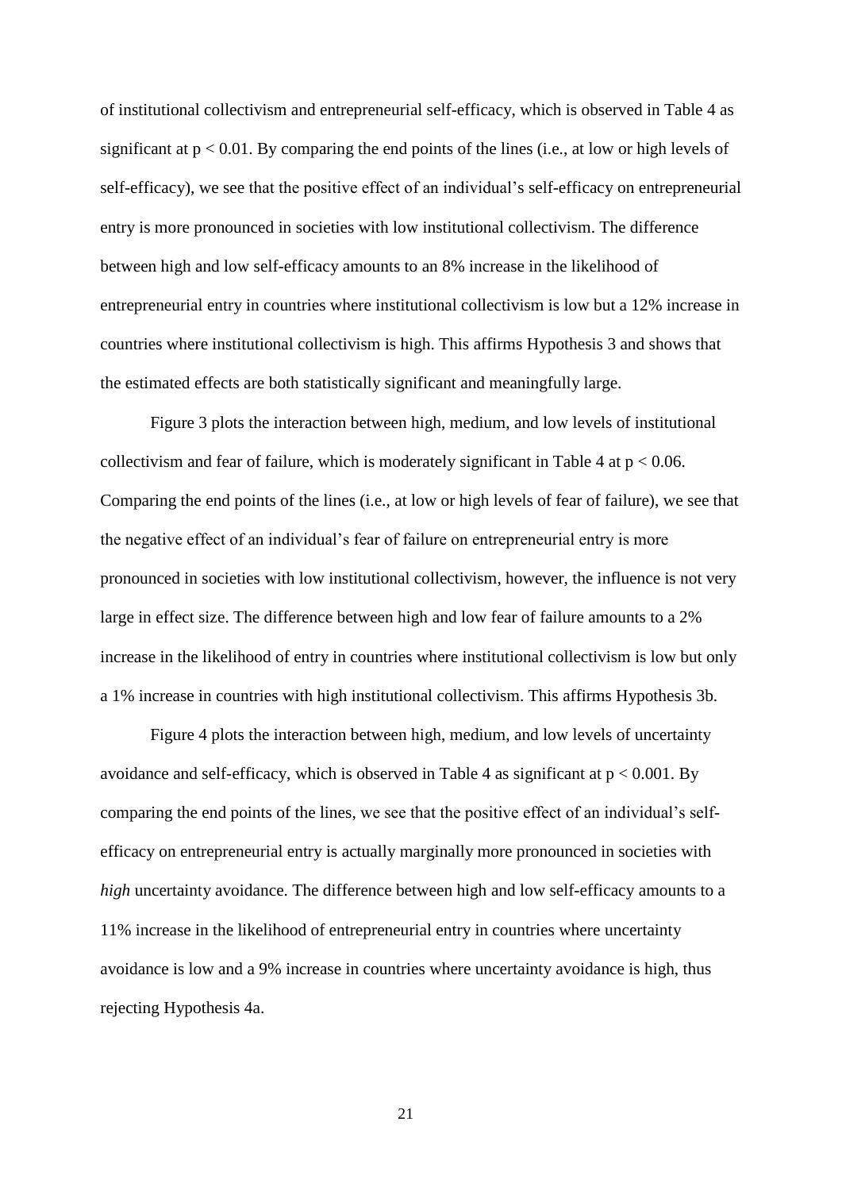of institutional collectivism and entrepreneurial self-efficacy, which is observed in Table 4 as significant at $p < 0.01$. By comparing the end points of the lines (i.e., at low or high levels of self-efficacy), we see that the positive effect of an individual's self-efficacy on entrepreneurial entry is more pronounced in societies with low institutional collectivism. The difference between high and low self-efficacy amounts to an 8% increase in the likelihood of entrepreneurial entry in countries where institutional collectivism is low but a 12% increase in countries where institutional collectivism is high. This affirms Hypothesis 3 and shows that the estimated effects are both statistically significant and meaningfully large.

Figure 3 plots the interaction between high, medium, and low levels of institutional collectivism and fear of failure, which is moderately significant in Table 4 at $p < 0.06$. Comparing the end points of the lines (i.e., at low or high levels of fear of failure), we see that the negative effect of an individual's fear of failure on entrepreneurial entry is more pronounced in societies with low institutional collectivism, however, the influence is not very large in effect size. The difference between high and low fear of failure amounts to a 2% increase in the likelihood of entry in countries where institutional collectivism is low but only a 1% increase in countries with high institutional collectivism. This affirms Hypothesis 3b.

Figure 4 plots the interaction between high, medium, and low levels of uncertainty avoidance and self-efficacy, which is observed in Table 4 as significant at $p < 0.001$. By comparing the end points of the lines, we see that the positive effect of an individual's self-efficacy on entrepreneurial entry is actually marginally more pronounced in societies with *high* uncertainty avoidance. The difference between high and low self-efficacy amounts to a 11% increase in the likelihood of entrepreneurial entry in countries where uncertainty avoidance is low and a 9% increase in countries where uncertainty avoidance is high, thus rejecting Hypothesis 4a.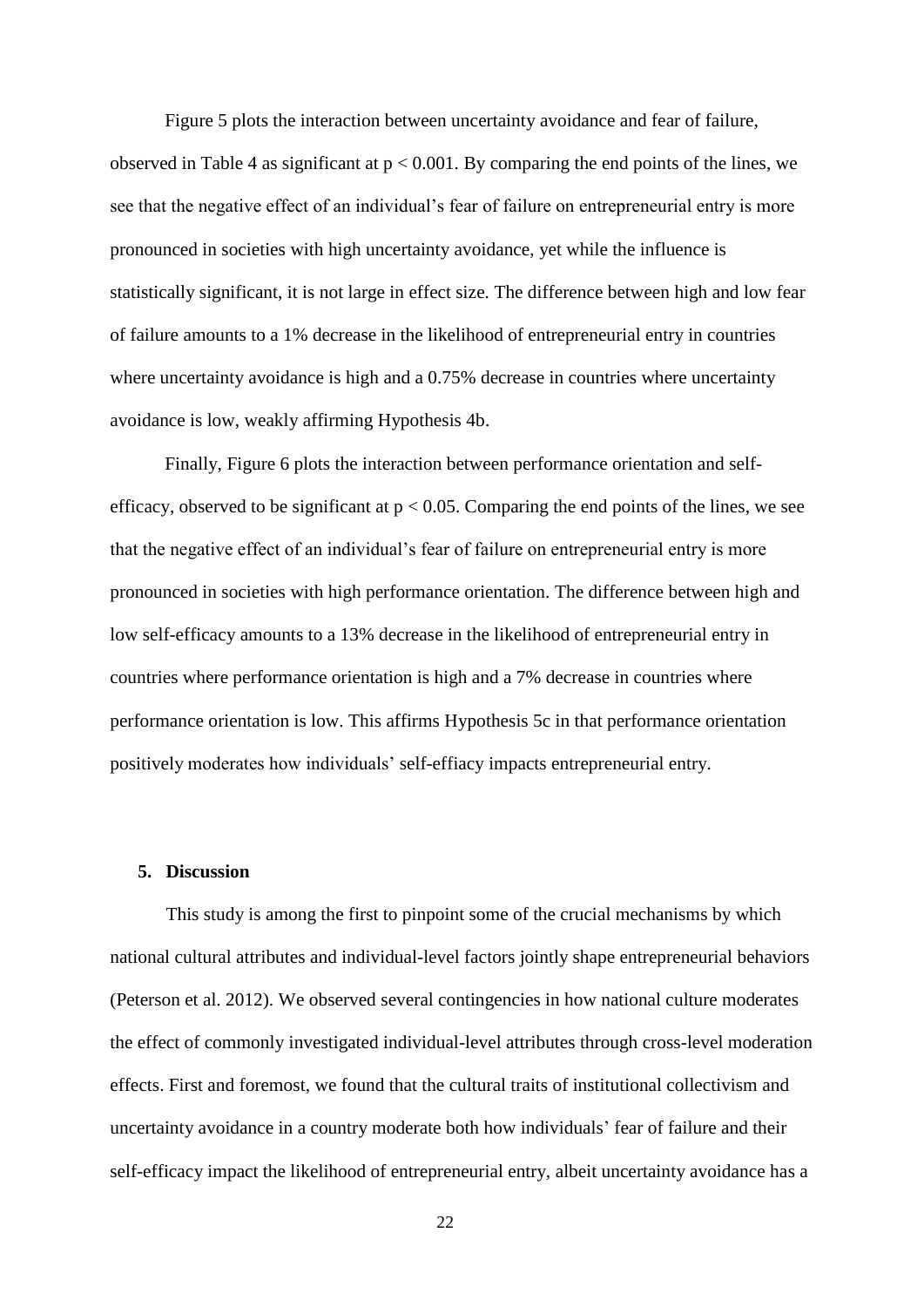Figure 5 plots the interaction between uncertainty avoidance and fear of failure, observed in Table 4 as significant at $p < 0.001$. By comparing the end points of the lines, we see that the negative effect of an individual's fear of failure on entrepreneurial entry is more pronounced in societies with high uncertainty avoidance, yet while the influence is statistically significant, it is not large in effect size. The difference between high and low fear of failure amounts to a 1% decrease in the likelihood of entrepreneurial entry in countries where uncertainty avoidance is high and a 0.75% decrease in countries where uncertainty avoidance is low, weakly affirming Hypothesis 4b.

Finally, Figure 6 plots the interaction between performance orientation and self-efficacy, observed to be significant at $p < 0.05$. Comparing the end points of the lines, we see that the negative effect of an individual's fear of failure on entrepreneurial entry is more pronounced in societies with high performance orientation. The difference between high and low self-efficacy amounts to a 13% decrease in the likelihood of entrepreneurial entry in countries where performance orientation is high and a 7% decrease in countries where performance orientation is low. This affirms Hypothesis 5c in that performance orientation positively moderates how individuals' self-effiacy impacts entrepreneurial entry.

## 5. Discussion

This study is among the first to pinpoint some of the crucial mechanisms by which national cultural attributes and individual-level factors jointly shape entrepreneurial behaviors (Peterson et al. 2012). We observed several contingencies in how national culture moderates the effect of commonly investigated individual-level attributes through cross-level moderation effects. First and foremost, we found that the cultural traits of institutional collectivism and uncertainty avoidance in a country moderate both how individuals' fear of failure and their self-efficacy impact the likelihood of entrepreneurial entry, albeit uncertainty avoidance has a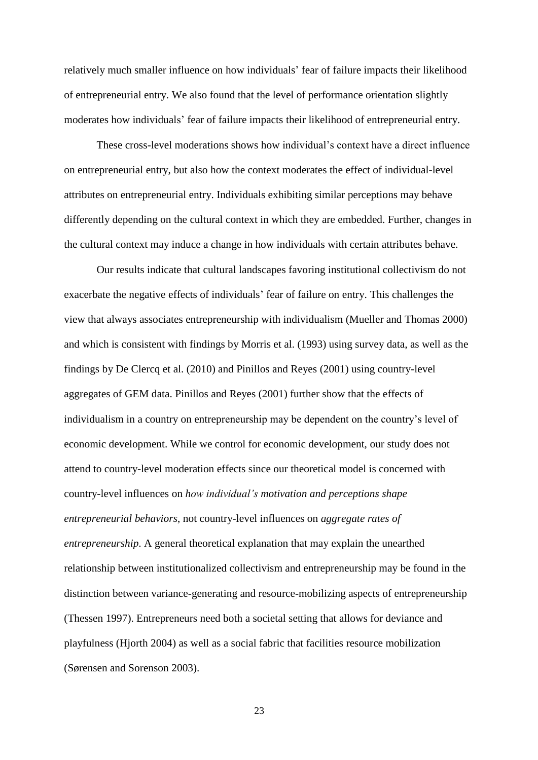relatively much smaller influence on how individuals' fear of failure impacts their likelihood of entrepreneurial entry. We also found that the level of performance orientation slightly moderates how individuals' fear of failure impacts their likelihood of entrepreneurial entry.

These cross-level moderations shows how individual's context have a direct influence on entrepreneurial entry, but also how the context moderates the effect of individual-level attributes on entrepreneurial entry. Individuals exhibiting similar perceptions may behave differently depending on the cultural context in which they are embedded. Further, changes in the cultural context may induce a change in how individuals with certain attributes behave.

Our results indicate that cultural landscapes favoring institutional collectivism do not exacerbate the negative effects of individuals' fear of failure on entry. This challenges the view that always associates entrepreneurship with individualism (Mueller and Thomas 2000) and which is consistent with findings by Morris et al. (1993) using survey data, as well as the findings by De Clercq et al. (2010) and Pinillos and Reyes (2001) using country-level aggregates of GEM data. Pinillos and Reyes (2001) further show that the effects of individualism in a country on entrepreneurship may be dependent on the country's level of economic development. While we control for economic development, our study does not attend to country-level moderation effects since our theoretical model is concerned with country-level influences on *how individual's motivation and perceptions shape entrepreneurial behaviors*, not country-level influences on *aggregate rates of entrepreneurship*. A general theoretical explanation that may explain the unearthed relationship between institutionalized collectivism and entrepreneurship may be found in the distinction between variance-generating and resource-mobilizing aspects of entrepreneurship (Thessen 1997). Entrepreneurs need both a societal setting that allows for deviance and playfulness (Hjorth 2004) as well as a social fabric that facilities resource mobilization (Sørensen and Sorenson 2003).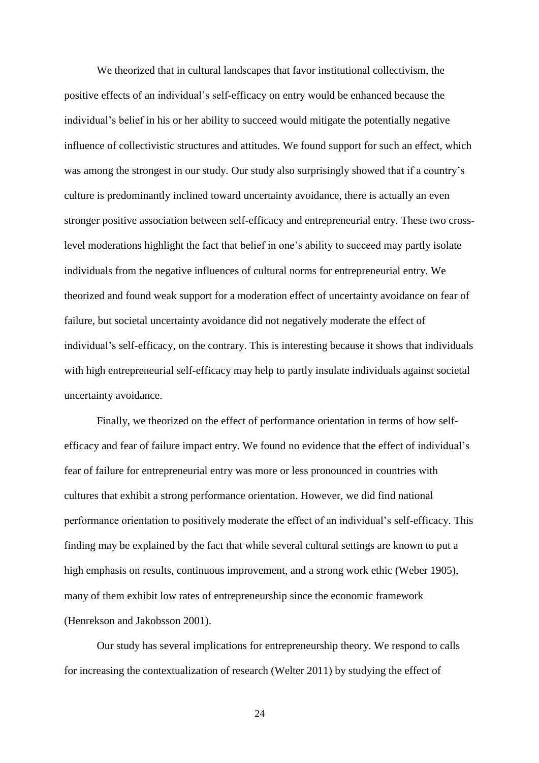We theorized that in cultural landscapes that favor institutional collectivism, the positive effects of an individual's self-efficacy on entry would be enhanced because the individual's belief in his or her ability to succeed would mitigate the potentially negative influence of collectivistic structures and attitudes. We found support for such an effect, which was among the strongest in our study. Our study also surprisingly showed that if a country's culture is predominantly inclined toward uncertainty avoidance, there is actually an even stronger positive association between self-efficacy and entrepreneurial entry. These two cross-level moderations highlight the fact that belief in one's ability to succeed may partly isolate individuals from the negative influences of cultural norms for entrepreneurial entry. We theorized and found weak support for a moderation effect of uncertainty avoidance on fear of failure, but societal uncertainty avoidance did not negatively moderate the effect of individual's self-efficacy, on the contrary. This is interesting because it shows that individuals with high entrepreneurial self-efficacy may help to partly insulate individuals against societal uncertainty avoidance.

Finally, we theorized on the effect of performance orientation in terms of how self-efficacy and fear of failure impact entry. We found no evidence that the effect of individual's fear of failure for entrepreneurial entry was more or less pronounced in countries with cultures that exhibit a strong performance orientation. However, we did find national performance orientation to positively moderate the effect of an individual's self-efficacy. This finding may be explained by the fact that while several cultural settings are known to put a high emphasis on results, continuous improvement, and a strong work ethic (Weber 1905), many of them exhibit low rates of entrepreneurship since the economic framework (Henrekson and Jakobsson 2001).

Our study has several implications for entrepreneurship theory. We respond to calls for increasing the contextualization of research (Welter 2011) by studying the effect of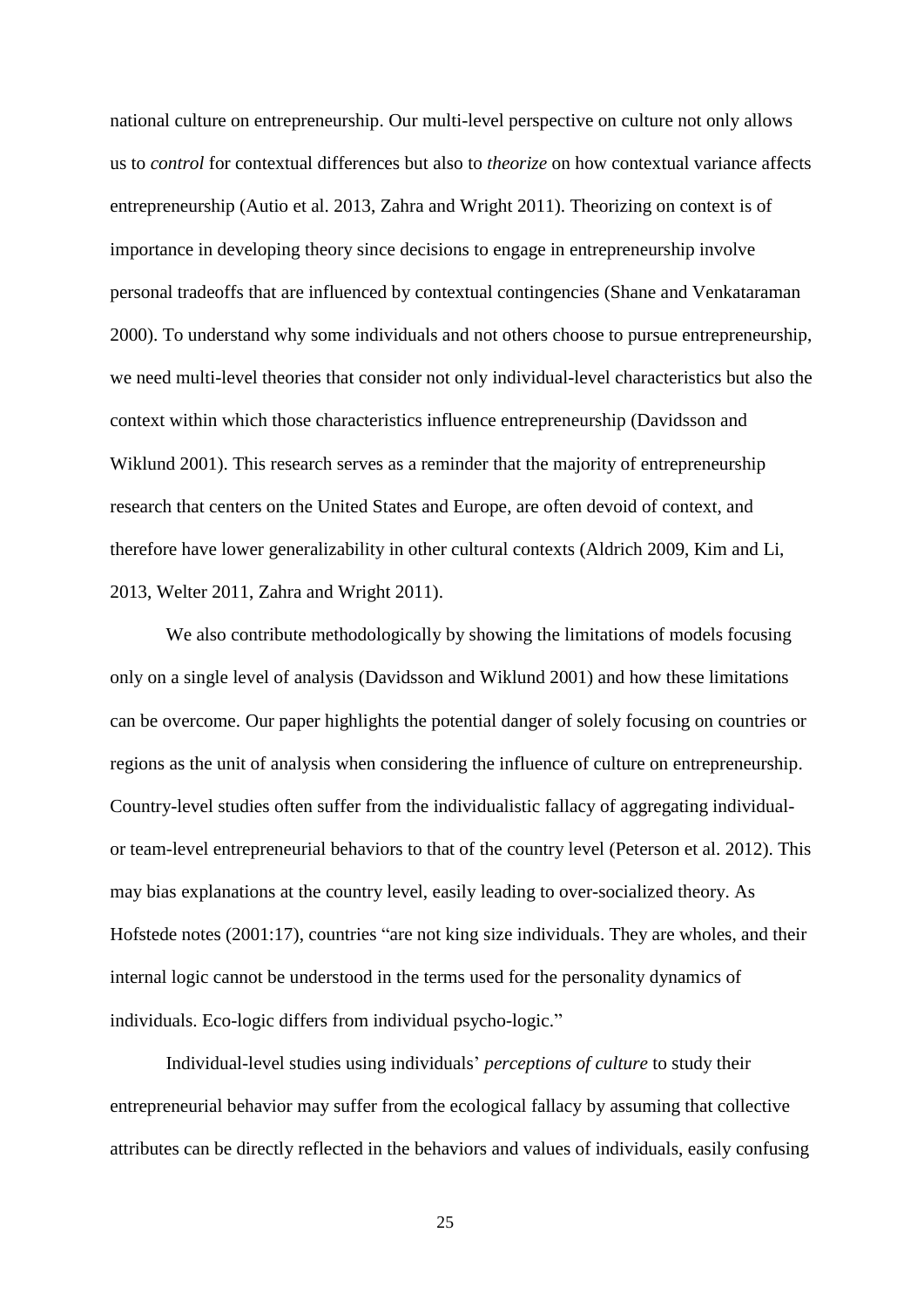national culture on entrepreneurship. Our multi-level perspective on culture not only allows us to *control* for contextual differences but also to *theorize* on how contextual variance affects entrepreneurship (Autio et al. 2013, Zahra and Wright 2011). Theorizing on context is of importance in developing theory since decisions to engage in entrepreneurship involve personal tradeoffs that are influenced by contextual contingencies (Shane and Venkataraman 2000). To understand why some individuals and not others choose to pursue entrepreneurship, we need multi-level theories that consider not only individual-level characteristics but also the context within which those characteristics influence entrepreneurship (Davidsson and Wiklund 2001). This research serves as a reminder that the majority of entrepreneurship research that centers on the United States and Europe, are often devoid of context, and therefore have lower generalizability in other cultural contexts (Aldrich 2009, Kim and Li, 2013, Welter 2011, Zahra and Wright 2011).

We also contribute methodologically by showing the limitations of models focusing only on a single level of analysis (Davidsson and Wiklund 2001) and how these limitations can be overcome. Our paper highlights the potential danger of solely focusing on countries or regions as the unit of analysis when considering the influence of culture on entrepreneurship. Country-level studies often suffer from the individualistic fallacy of aggregating individual- or team-level entrepreneurial behaviors to that of the country level (Peterson et al. 2012). This may bias explanations at the country level, easily leading to over-socialized theory. As Hofstede notes (2001:17), countries "are not king size individuals. They are wholes, and their internal logic cannot be understood in the terms used for the personality dynamics of individuals. Eco-logic differs from individual psycho-logic."

Individual-level studies using individuals' *perceptions of culture* to study their entrepreneurial behavior may suffer from the ecological fallacy by assuming that collective attributes can be directly reflected in the behaviors and values of individuals, easily confusing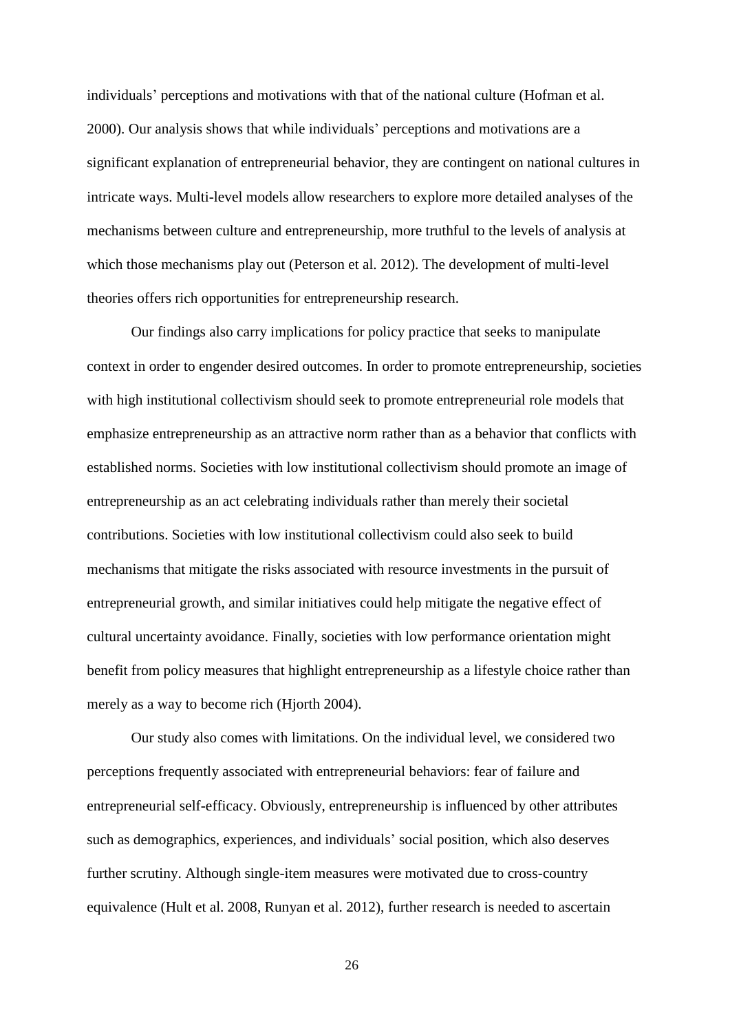individuals' perceptions and motivations with that of the national culture (Hofman et al. 2000). Our analysis shows that while individuals' perceptions and motivations are a significant explanation of entrepreneurial behavior, they are contingent on national cultures in intricate ways. Multi-level models allow researchers to explore more detailed analyses of the mechanisms between culture and entrepreneurship, more truthful to the levels of analysis at which those mechanisms play out (Peterson et al. 2012). The development of multi-level theories offers rich opportunities for entrepreneurship research.

Our findings also carry implications for policy practice that seeks to manipulate context in order to engender desired outcomes. In order to promote entrepreneurship, societies with high institutional collectivism should seek to promote entrepreneurial role models that emphasize entrepreneurship as an attractive norm rather than as a behavior that conflicts with established norms. Societies with low institutional collectivism should promote an image of entrepreneurship as an act celebrating individuals rather than merely their societal contributions. Societies with low institutional collectivism could also seek to build mechanisms that mitigate the risks associated with resource investments in the pursuit of entrepreneurial growth, and similar initiatives could help mitigate the negative effect of cultural uncertainty avoidance. Finally, societies with low performance orientation might benefit from policy measures that highlight entrepreneurship as a lifestyle choice rather than merely as a way to become rich (Hjorth 2004).

Our study also comes with limitations. On the individual level, we considered two perceptions frequently associated with entrepreneurial behaviors: fear of failure and entrepreneurial self-efficacy. Obviously, entrepreneurship is influenced by other attributes such as demographics, experiences, and individuals' social position, which also deserves further scrutiny. Although single-item measures were motivated due to cross-country equivalence (Hult et al. 2008, Runyan et al. 2012), further research is needed to ascertain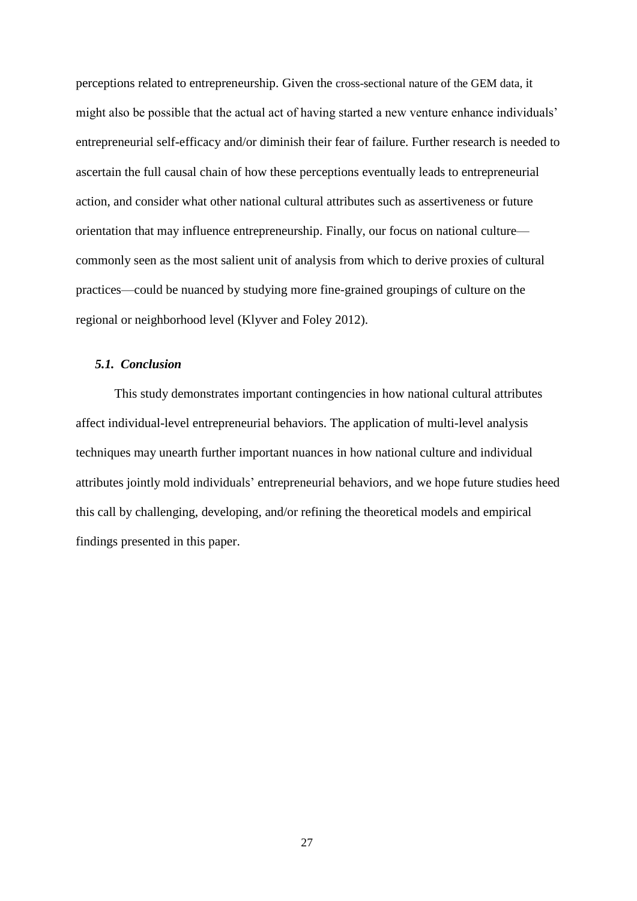perceptions related to entrepreneurship. Given the cross-sectional nature of the GEM data, it might also be possible that the actual act of having started a new venture enhance individuals' entrepreneurial self-efficacy and/or diminish their fear of failure. Further research is needed to ascertain the full causal chain of how these perceptions eventually leads to entrepreneurial action, and consider what other national cultural attributes such as assertiveness or future orientation that may influence entrepreneurship. Finally, our focus on national culture—commonly seen as the most salient unit of analysis from which to derive proxies of cultural practices—could be nuanced by studying more fine-grained groupings of culture on the regional or neighborhood level (Klyver and Foley 2012).

### *5.1. Conclusion*

This study demonstrates important contingencies in how national cultural attributes affect individual-level entrepreneurial behaviors. The application of multi-level analysis techniques may unearth further important nuances in how national culture and individual attributes jointly mold individuals' entrepreneurial behaviors, and we hope future studies heed this call by challenging, developing, and/or refining the theoretical models and empirical findings presented in this paper.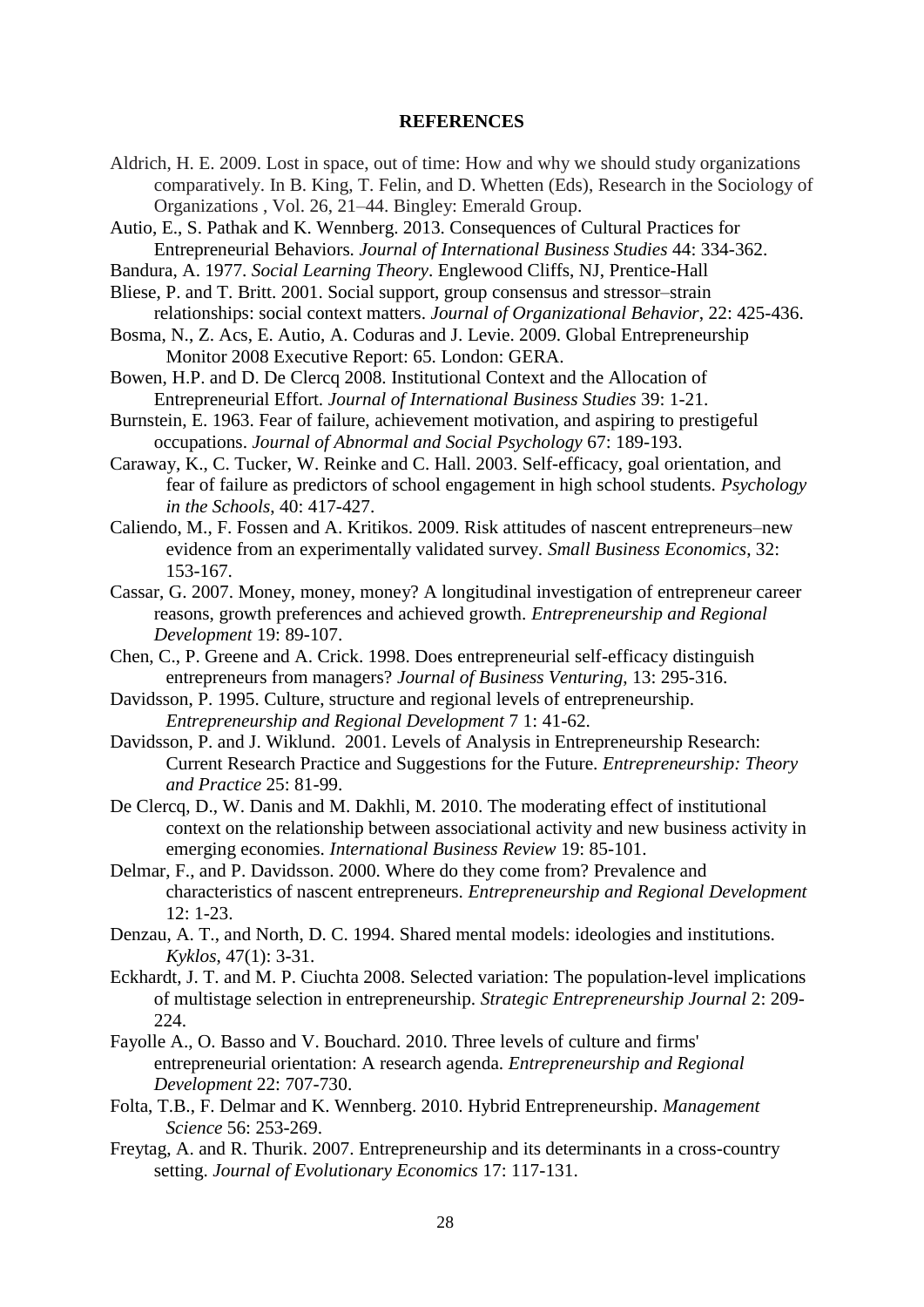**REFERENCES**

Aldrich, H. E. 2009. Lost in space, out of time: How and why we should study organizations comparatively. In B. King, T. Felin, and D. Whetten (Eds), Research in the Sociology of Organizations , Vol. 26, 21–44. Bingley: Emerald Group.

Autio, E., S. Pathak and K. Wennberg. 2013. Consequences of Cultural Practices for Entrepreneurial Behaviors. *Journal of International Business Studies* 44: 334-362.

Bandura, A. 1977. *Social Learning Theory*. Englewood Cliffs, NJ, Prentice-Hall

Bliese, P. and T. Britt. 2001. Social support, group consensus and stressor–strain relationships: social context matters. *Journal of Organizational Behavior*, 22: 425-436.

Bosma, N., Z. Acs, E. Autio, A. Coduras and J. Levie. 2009. Global Entrepreneurship Monitor 2008 Executive Report: 65. London: GERA.

Bowen, H.P. and D. De Clercq 2008. Institutional Context and the Allocation of Entrepreneurial Effort. *Journal of International Business Studies* 39: 1-21.

Burnstein, E. 1963. Fear of failure, achievement motivation, and aspiring to prestigeful occupations. *Journal of Abnormal and Social Psychology* 67: 189-193.

Caraway, K., C. Tucker, W. Reinke and C. Hall. 2003. Self-efficacy, goal orientation, and fear of failure as predictors of school engagement in high school students. *Psychology in the Schools*, 40: 417-427.

Caliendo, M., F. Fossen and A. Kritikos. 2009. Risk attitudes of nascent entrepreneurs–new evidence from an experimentally validated survey. *Small Business Economics*, 32: 153-167.

Cassar, G. 2007. Money, money, money? A longitudinal investigation of entrepreneur career reasons, growth preferences and achieved growth. *Entrepreneurship and Regional Development* 19: 89-107.

Chen, C., P. Greene and A. Crick. 1998. Does entrepreneurial self-efficacy distinguish entrepreneurs from managers? *Journal of Business Venturing*, 13: 295-316.

Davidsson, P. 1995. Culture, structure and regional levels of entrepreneurship. *Entrepreneurship and Regional Development* 7 1: 41-62.

Davidsson, P. and J. Wiklund. 2001. Levels of Analysis in Entrepreneurship Research: Current Research Practice and Suggestions for the Future. *Entrepreneurship: Theory and Practice* 25: 81-99.

De Clercq, D., W. Danis and M. Dakhli, M. 2010. The moderating effect of institutional context on the relationship between associational activity and new business activity in emerging economies. *International Business Review* 19: 85-101.

Delmar, F., and P. Davidsson. 2000. Where do they come from? Prevalence and characteristics of nascent entrepreneurs. *Entrepreneurship and Regional Development* 12: 1-23.

Denzau, A. T., and North, D. C. 1994. Shared mental models: ideologies and institutions. *Kyklos*, 47(1): 3-31.

Eckhardt, J. T. and M. P. Ciuchta 2008. Selected variation: The population-level implications of multistage selection in entrepreneurship. *Strategic Entrepreneurship Journal* 2: 209-224.

Fayolle A., O. Basso and V. Bouchard. 2010. Three levels of culture and firms' entrepreneurial orientation: A research agenda. *Entrepreneurship and Regional Development* 22: 707-730.

Folta, T.B., F. Delmar and K. Wennberg. 2010. Hybrid Entrepreneurship. *Management Science* 56: 253-269.

Freytag, A. and R. Thurik. 2007. Entrepreneurship and its determinants in a cross-country setting. *Journal of Evolutionary Economics* 17: 117-131.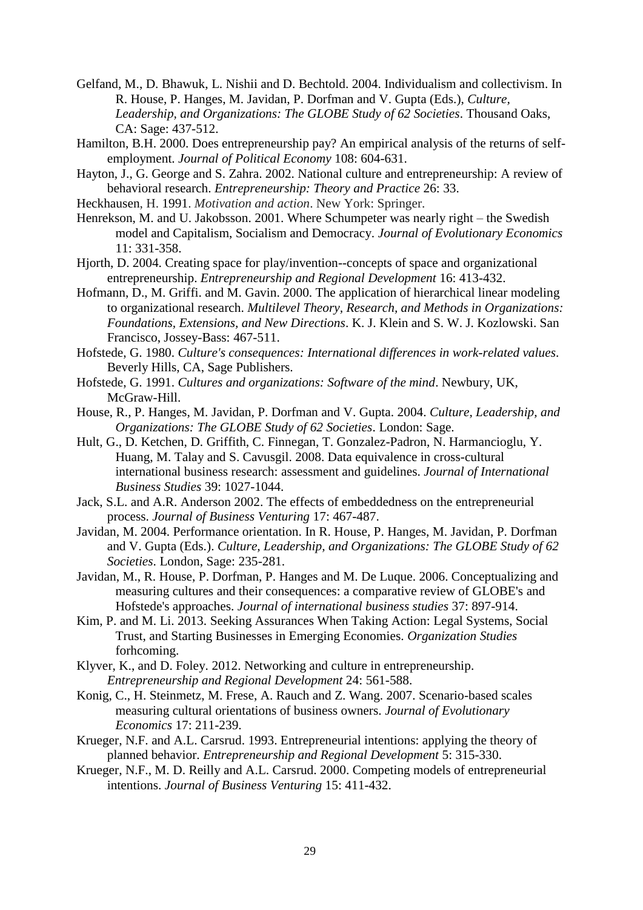Gelfand, M., D. Bhawuk, L. Nishii and D. Bechtold. 2004. Individualism and collectivism. In R. House, P. Hanges, M. Javidan, P. Dorfman and V. Gupta (Eds.), *Culture, Leadership, and Organizations: The GLOBE Study of 62 Societies*. Thousand Oaks, CA: Sage: 437-512.

Hamilton, B.H. 2000. Does entrepreneurship pay? An empirical analysis of the returns of self-employment. *Journal of Political Economy* 108: 604-631.

Hayton, J., G. George and S. Zahra. 2002. National culture and entrepreneurship: A review of behavioral research. *Entrepreneurship: Theory and Practice* 26: 33.

Heckhausen, H. 1991. *Motivation and action*. New York: Springer.

Henrekson, M. and U. Jakobsson. 2001. Where Schumpeter was nearly right – the Swedish model and Capitalism, Socialism and Democracy. *Journal of Evolutionary Economics* 11: 331-358.

Hjorth, D. 2004. Creating space for play/invention--concepts of space and organizational entrepreneurship. *Entrepreneurship and Regional Development* 16: 413-432.

Hofmann, D., M. Griffi. and M. Gavin. 2000. The application of hierarchical linear modeling to organizational research. *Multilevel Theory, Research, and Methods in Organizations: Foundations, Extensions, and New Directions*. K. J. Klein and S. W. J. Kozlowski. San Francisco, Jossey-Bass: 467-511.

Hofstede, G. 1980. *Culture's consequences: International differences in work-related values*. Beverly Hills, CA, Sage Publishers.

Hofstede, G. 1991. *Cultures and organizations: Software of the mind*. Newbury, UK, McGraw-Hill.

House, R., P. Hanges, M. Javidan, P. Dorfman and V. Gupta. 2004. *Culture, Leadership, and Organizations: The GLOBE Study of 62 Societies*. London: Sage.

Hult, G., D. Ketchen, D. Griffith, C. Finnegan, T. Gonzalez-Padron, N. Harmancioglu, Y. Huang, M. Talay and S. Cavusgil. 2008. Data equivalence in cross-cultural international business research: assessment and guidelines. *Journal of International Business Studies* 39: 1027-1044.

Jack, S.L. and A.R. Anderson 2002. The effects of embeddedness on the entrepreneurial process. *Journal of Business Venturing* 17: 467-487.

Javidan, M. 2004. Performance orientation. In R. House, P. Hanges, M. Javidan, P. Dorfman and V. Gupta (Eds.). *Culture, Leadership, and Organizations: The GLOBE Study of 62 Societies*. London, Sage: 235-281.

Javidan, M., R. House, P. Dorfman, P. Hanges and M. De Luque. 2006. Conceptualizing and measuring cultures and their consequences: a comparative review of GLOBE's and Hofstede's approaches. *Journal of international business studies* 37: 897-914.

Kim, P. and M. Li. 2013. Seeking Assurances When Taking Action: Legal Systems, Social Trust, and Starting Businesses in Emerging Economies. *Organization Studies* forhcoming.

Klyver, K., and D. Foley. 2012. Networking and culture in entrepreneurship. *Entrepreneurship and Regional Development* 24: 561-588.

Konig, C., H. Steinmetz, M. Frese, A. Rauch and Z. Wang. 2007. Scenario-based scales measuring cultural orientations of business owners. *Journal of Evolutionary Economics* 17: 211-239.

Krueger, N.F. and A.L. Carsrud. 1993. Entrepreneurial intentions: applying the theory of planned behavior. *Entrepreneurship and Regional Development* 5: 315-330.

Krueger, N.F., M. D. Reilly and A.L. Carsrud. 2000. Competing models of entrepreneurial intentions. *Journal of Business Venturing* 15: 411-432.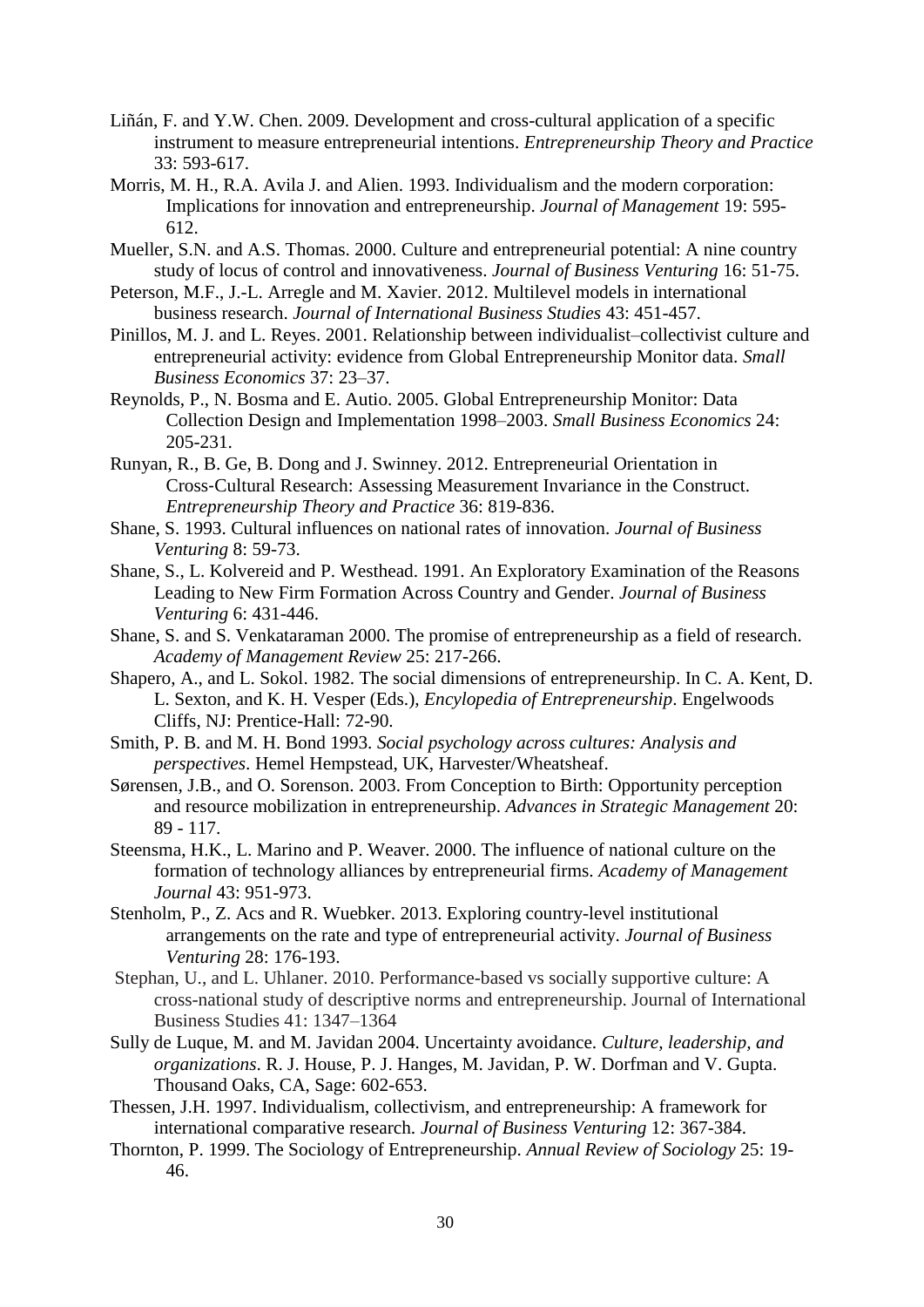Liñán, F. and Y.W. Chen. 2009. Development and cross-cultural application of a specific instrument to measure entrepreneurial intentions. *Entrepreneurship Theory and Practice* 33: 593-617.

Morris, M. H., R.A. Avila J. and Alien. 1993. Individualism and the modern corporation: Implications for innovation and entrepreneurship. *Journal of Management* 19: 595-612.

Mueller, S.N. and A.S. Thomas. 2000. Culture and entrepreneurial potential: A nine country study of locus of control and innovativeness. *Journal of Business Venturing* 16: 51-75.

Peterson, M.F., J.-L. Arregle and M. Xavier. 2012. Multilevel models in international business research. *Journal of International Business Studies* 43: 451-457.

Pinillos, M. J. and L. Reyes. 2001. Relationship between individualist–collectivist culture and entrepreneurial activity: evidence from Global Entrepreneurship Monitor data. *Small Business Economics* 37: 23–37.

Reynolds, P., N. Bosma and E. Autio. 2005. Global Entrepreneurship Monitor: Data Collection Design and Implementation 1998–2003. *Small Business Economics* 24: 205-231.

Runyan, R., B. Ge, B. Dong and J. Swinney. 2012. Entrepreneurial Orientation in Cross-Cultural Research: Assessing Measurement Invariance in the Construct. *Entrepreneurship Theory and Practice* 36: 819-836.

Shane, S. 1993. Cultural influences on national rates of innovation. *Journal of Business Venturing* 8: 59-73.

Shane, S., L. Kolvereid and P. Westhead. 1991. An Exploratory Examination of the Reasons Leading to New Firm Formation Across Country and Gender. *Journal of Business Venturing* 6: 431-446.

Shane, S. and S. Venkataraman 2000. The promise of entrepreneurship as a field of research. *Academy of Management Review* 25: 217-266.

Shapero, A., and L. Sokol. 1982. The social dimensions of entrepreneurship. In C. A. Kent, D. L. Sexton, and K. H. Vesper (Eds.), *Encylopedia of Entrepreneurship*. Engelwoods Cliffs, NJ: Prentice-Hall: 72-90.

Smith, P. B. and M. H. Bond 1993. *Social psychology across cultures: Analysis and perspectives*. Hemel Hempstead, UK, Harvester/Wheatsheaf.

Sørensen, J.B., and O. Sorenson. 2003. From Conception to Birth: Opportunity perception and resource mobilization in entrepreneurship. *Advances in Strategic Management* 20: 89 - 117.

Steensma, H.K., L. Marino and P. Weaver. 2000. The influence of national culture on the formation of technology alliances by entrepreneurial firms. *Academy of Management Journal* 43: 951-973.

Stenholm, P., Z. Acs and R. Wuebker. 2013. Exploring country-level institutional arrangements on the rate and type of entrepreneurial activity. *Journal of Business Venturing* 28: 176-193.

Stephan, U., and L. Uhlaner. 2010. Performance-based vs socially supportive culture: A cross-national study of descriptive norms and entrepreneurship. Journal of International Business Studies 41: 1347–1364

Sully de Luque, M. and M. Javidan 2004. Uncertainty avoidance. *Culture, leadership, and organizations*. R. J. House, P. J. Hanges, M. Javidan, P. W. Dorfman and V. Gupta. Thousand Oaks, CA, Sage: 602-653.

Thessen, J.H. 1997. Individualism, collectivism, and entrepreneurship: A framework for international comparative research. *Journal of Business Venturing* 12: 367-384.

Thornton, P. 1999. The Sociology of Entrepreneurship. *Annual Review of Sociology* 25: 19-46.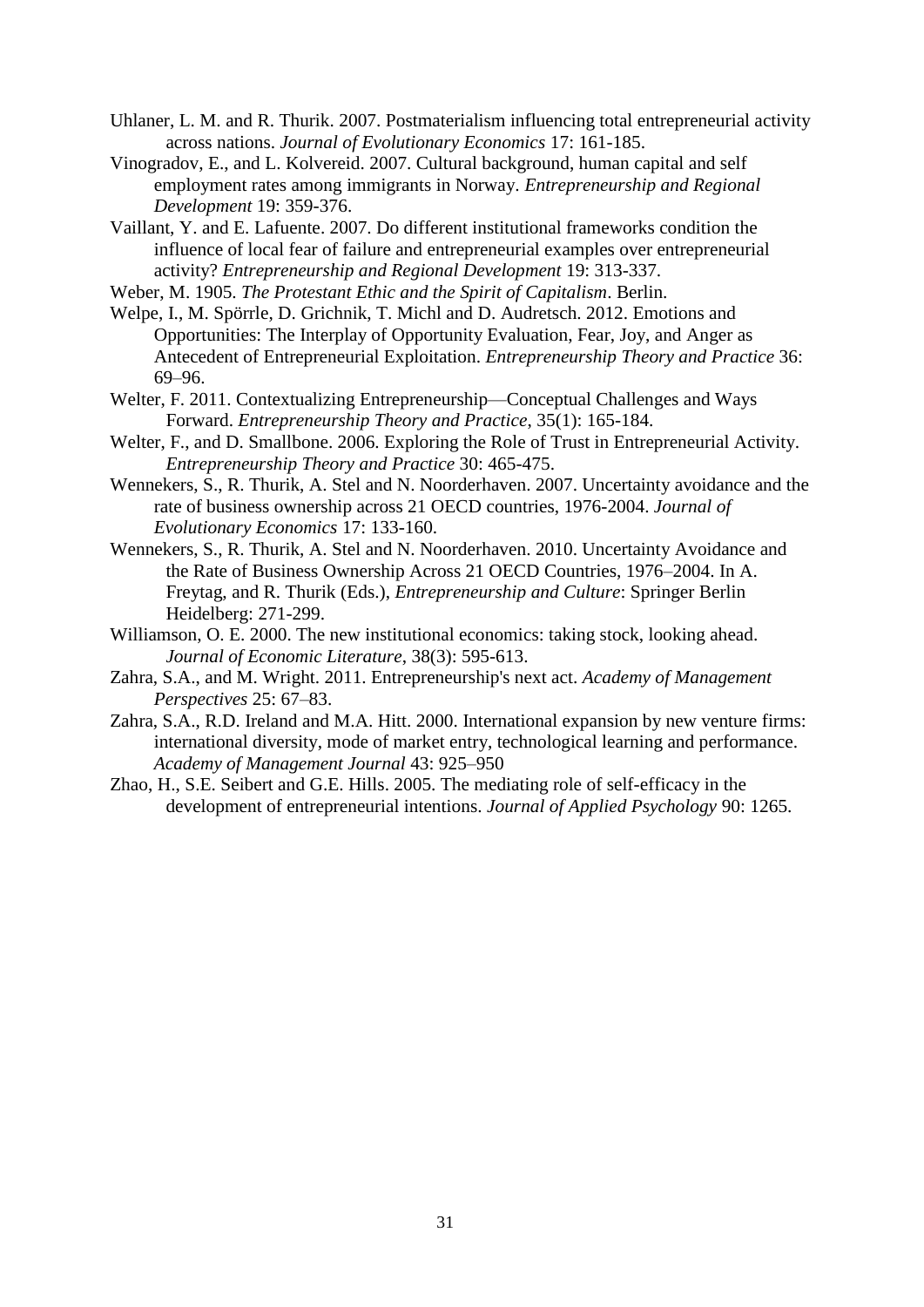Uhlaner, L. M. and R. Thurik. 2007. Postmaterialism influencing total entrepreneurial activity across nations. *Journal of Evolutionary Economics* 17: 161-185.

Vinogradov, E., and L. Kolvereid. 2007. Cultural background, human capital and self employment rates among immigrants in Norway. *Entrepreneurship and Regional Development* 19: 359-376.

Vaillant, Y. and E. Lafuente. 2007. Do different institutional frameworks condition the influence of local fear of failure and entrepreneurial examples over entrepreneurial activity? *Entrepreneurship and Regional Development* 19: 313-337.

Weber, M. 1905. *The Protestant Ethic and the Spirit of Capitalism*. Berlin.

Welpe, I., M. Spörrle, D. Grichnik, T. Michl and D. Audretsch. 2012. Emotions and Opportunities: The Interplay of Opportunity Evaluation, Fear, Joy, and Anger as Antecedent of Entrepreneurial Exploitation. *Entrepreneurship Theory and Practice* 36: 69–96.

Welter, F. 2011. Contextualizing Entrepreneurship—Conceptual Challenges and Ways Forward. *Entrepreneurship Theory and Practice*, 35(1): 165-184.

Welter, F., and D. Smallbone. 2006. Exploring the Role of Trust in Entrepreneurial Activity. *Entrepreneurship Theory and Practice* 30: 465-475.

Wennekers, S., R. Thurik, A. Stel and N. Noorderhaven. 2007. Uncertainty avoidance and the rate of business ownership across 21 OECD countries, 1976-2004. *Journal of Evolutionary Economics* 17: 133-160.

Wennekers, S., R. Thurik, A. Stel and N. Noorderhaven. 2010. Uncertainty Avoidance and the Rate of Business Ownership Across 21 OECD Countries, 1976–2004. In A. Freytag, and R. Thurik (Eds.), *Entrepreneurship and Culture*: Springer Berlin Heidelberg: 271-299.

Williamson, O. E. 2000. The new institutional economics: taking stock, looking ahead. *Journal of Economic Literature*, 38(3): 595-613.

Zahra, S.A., and M. Wright. 2011. Entrepreneurship's next act. *Academy of Management Perspectives* 25: 67–83.

Zahra, S.A., R.D. Ireland and M.A. Hitt. 2000. International expansion by new venture firms: international diversity, mode of market entry, technological learning and performance. *Academy of Management Journal* 43: 925–950

Zhao, H., S.E. Seibert and G.E. Hills. 2005. The mediating role of self-efficacy in the development of entrepreneurial intentions. *Journal of Applied Psychology* 90: 1265.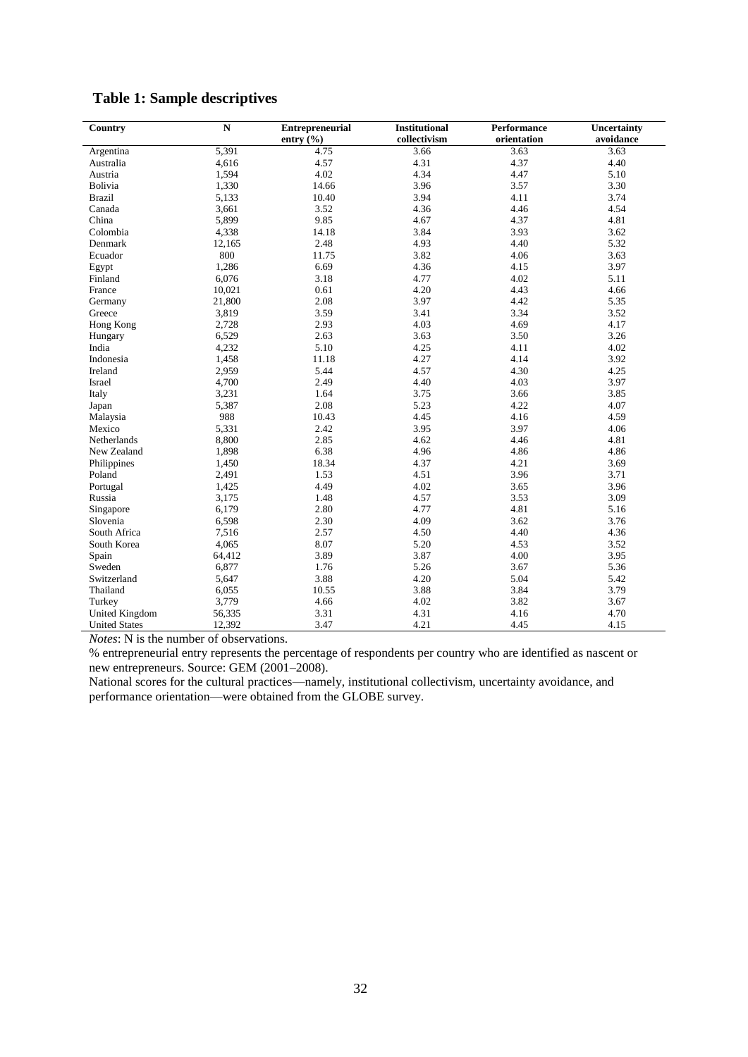## Table 1: Sample descriptives

| Country | N | Entrepreneurial entry (%) | Institutional collectivism | Performance orientation | Uncertainty avoidance |
|---|---|---|---|---|---|
| Argentina | 5,391 | 4.75 | 3.66 | 3.63 | 3.63 |
| Australia | 4,616 | 4.57 | 4.31 | 4.37 | 4.40 |
| Austria | 1,594 | 4.02 | 4.34 | 4.47 | 5.10 |
| Bolivia | 1,330 | 14.66 | 3.96 | 3.57 | 3.30 |
| Brazil | 5,133 | 10.40 | 3.94 | 4.11 | 3.74 |
| Canada | 3,661 | 3.52 | 4.36 | 4.46 | 4.54 |
| China | 5,899 | 9.85 | 4.67 | 4.37 | 4.81 |
| Colombia | 4,338 | 14.18 | 3.84 | 3.93 | 3.62 |
| Denmark | 12,165 | 2.48 | 4.93 | 4.40 | 5.32 |
| Ecuador | 800 | 11.75 | 3.82 | 4.06 | 3.63 |
| Egypt | 1,286 | 6.69 | 4.36 | 4.15 | 3.97 |
| Finland | 6,076 | 3.18 | 4.77 | 4.02 | 5.11 |
| France | 10,021 | 0.61 | 4.20 | 4.43 | 4.66 |
| Germany | 21,800 | 2.08 | 3.97 | 4.42 | 5.35 |
| Greece | 3,819 | 3.59 | 3.41 | 3.34 | 3.52 |
| Hong Kong | 2,728 | 2.93 | 4.03 | 4.69 | 4.17 |
| Hungary | 6,529 | 2.63 | 3.63 | 3.50 | 3.26 |
| India | 4,232 | 5.10 | 4.25 | 4.11 | 4.02 |
| Indonesia | 1,458 | 11.18 | 4.27 | 4.14 | 3.92 |
| Ireland | 2,959 | 5.44 | 4.57 | 4.30 | 4.25 |
| Israel | 4,700 | 2.49 | 4.40 | 4.03 | 3.97 |
| Italy | 3,231 | 1.64 | 3.75 | 3.66 | 3.85 |
| Japan | 5,387 | 2.08 | 5.23 | 4.22 | 4.07 |
| Malaysia | 988 | 10.43 | 4.45 | 4.16 | 4.59 |
| Mexico | 5,331 | 2.42 | 3.95 | 3.97 | 4.06 |
| Netherlands | 8,800 | 2.85 | 4.62 | 4.46 | 4.81 |
| New Zealand | 1,898 | 6.38 | 4.96 | 4.86 | 4.86 |
| Philippines | 1,450 | 18.34 | 4.37 | 4.21 | 3.69 |
| Poland | 2,491 | 1.53 | 4.51 | 3.96 | 3.71 |
| Portugal | 1,425 | 4.49 | 4.02 | 3.65 | 3.96 |
| Russia | 3,175 | 1.48 | 4.57 | 3.53 | 3.09 |
| Singapore | 6,179 | 2.80 | 4.77 | 4.81 | 5.16 |
| Slovenia | 6,598 | 2.30 | 4.09 | 3.62 | 3.76 |
| South Africa | 7,516 | 2.57 | 4.50 | 4.40 | 4.36 |
| South Korea | 4,065 | 8.07 | 5.20 | 4.53 | 3.52 |
| Spain | 64,412 | 3.89 | 3.87 | 4.00 | 3.95 |
| Sweden | 6,877 | 1.76 | 5.26 | 3.67 | 5.36 |
| Switzerland | 5,647 | 3.88 | 4.20 | 5.04 | 5.42 |
| Thailand | 6,055 | 10.55 | 3.88 | 3.84 | 3.79 |
| Turkey | 3,779 | 4.66 | 4.02 | 3.82 | 3.67 |
| United Kingdom | 56,335 | 3.31 | 4.31 | 4.16 | 4.70 |
| United States | 12,392 | 3.47 | 4.21 | 4.45 | 4.15 |

*Notes*: N is the number of observations.

% entrepreneurial entry represents the percentage of respondents per country who are identified as nascent or new entrepreneurs. Source: GEM (2001–2008).

National scores for the cultural practices—namely, institutional collectivism, uncertainty avoidance, and performance orientation—were obtained from the GLOBE survey.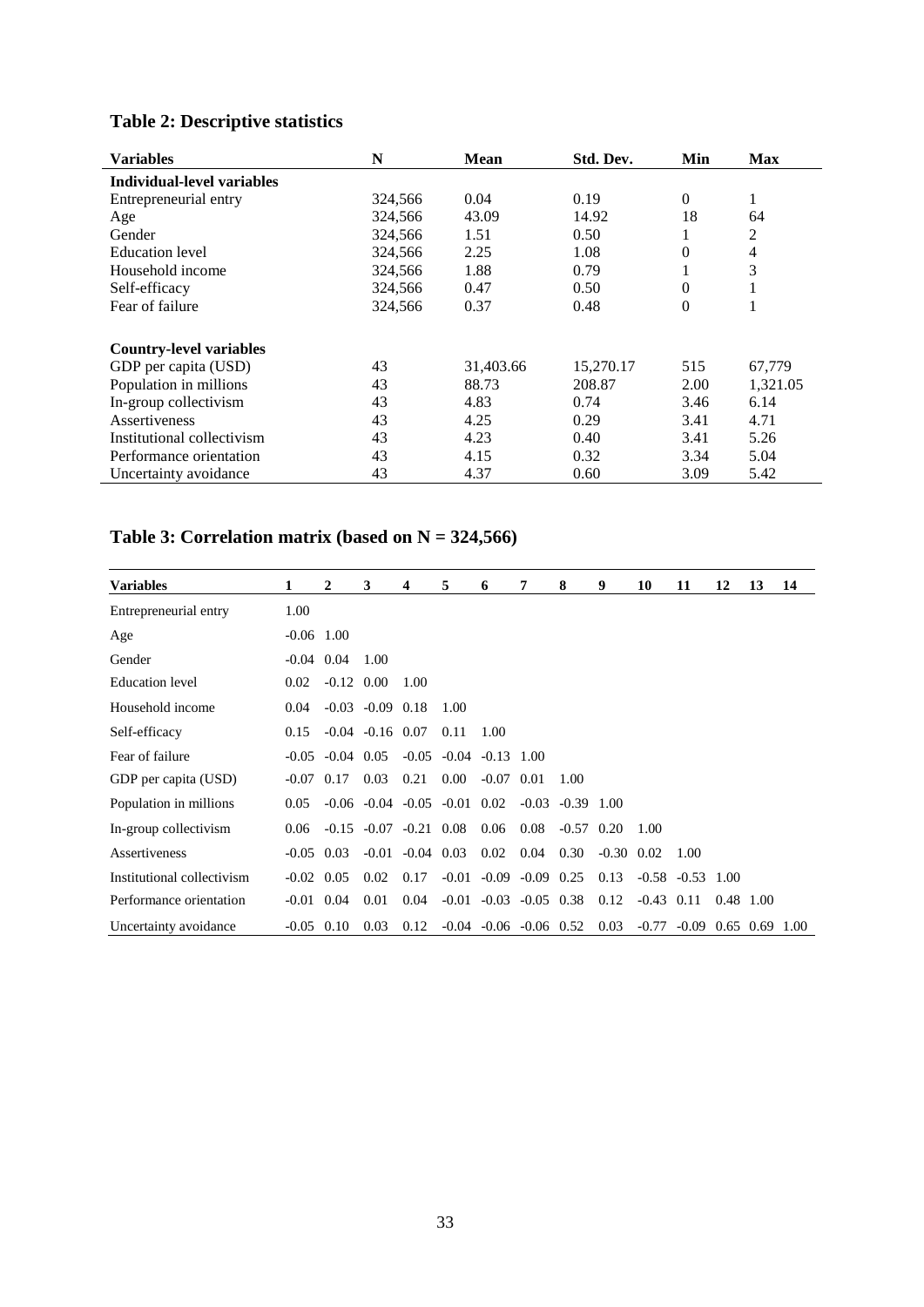## Table 2: Descriptive statistics

| Variables | N | Mean | Std. Dev. | Min | Max |
|---|---|---|---|---|---|
| **Individual-level variables** | | | | | |
| Entrepreneurial entry | 324,566 | 0.04 | 0.19 | 0 | 1 |
| Age | 324,566 | 43.09 | 14.92 | 18 | 64 |
| Gender | 324,566 | 1.51 | 0.50 | 1 | 2 |
| Education level | 324,566 | 2.25 | 1.08 | 0 | 4 |
| Household income | 324,566 | 1.88 | 0.79 | 1 | 3 |
| Self-efficacy | 324,566 | 0.47 | 0.50 | 0 | 1 |
| Fear of failure | 324,566 | 0.37 | 0.48 | 0 | 1 |
| **Country-level variables** | | | | | |
| GDP per capita (USD) | 43 | 31,403.66 | 15,270.17 | 515 | 67,779 |
| Population in millions | 43 | 88.73 | 208.87 | 2.00 | 1,321.05 |
| In-group collectivism | 43 | 4.83 | 0.74 | 3.46 | 6.14 |
| Assertiveness | 43 | 4.25 | 0.29 | 3.41 | 4.71 |
| Institutional collectivism | 43 | 4.23 | 0.40 | 3.41 | 5.26 |
| Performance orientation | 43 | 4.15 | 0.32 | 3.34 | 5.04 |
| Uncertainty avoidance | 43 | 4.37 | 0.60 | 3.09 | 5.42 |

## Table 3: Correlation matrix (based on N = 324,566)

| Variables | 1 | 2 | 3 | 4 | 5 | 6 | 7 | 8 | 9 | 10 | 11 | 12 | 13 | 14 |
|---|---|---|---|---|---|---|---|---|---|---|---|---|---|---|
| Entrepreneurial entry | 1.00 | | | | | | | | | | | | | |
| Age | -0.06 | 1.00 | | | | | | | | | | | | |
| Gender | -0.04 | 0.04 | 1.00 | | | | | | | | | | | |
| Education level | 0.02 | -0.12 | 0.00 | 1.00 | | | | | | | | | | |
| Household income | 0.04 | -0.03 | -0.09 | 0.18 | 1.00 | | | | | | | | | |
| Self-efficacy | 0.15 | -0.04 | -0.16 | 0.07 | 0.11 | 1.00 | | | | | | | | |
| Fear of failure | -0.05 | -0.04 | 0.05 | -0.05 | -0.04 | -0.13 | 1.00 | | | | | | | |
| GDP per capita (USD) | -0.07 | 0.17 | 0.03 | 0.21 | 0.00 | -0.07 | 0.01 | 1.00 | | | | | | |
| Population in millions | 0.05 | -0.06 | -0.04 | -0.05 | -0.01 | 0.02 | -0.03 | -0.39 | 1.00 | | | | | |
| In-group collectivism | 0.06 | -0.15 | -0.07 | -0.21 | 0.08 | 0.06 | 0.08 | -0.57 | 0.20 | 1.00 | | | | |
| Assertiveness | -0.05 | 0.03 | -0.01 | -0.04 | 0.03 | 0.02 | 0.04 | 0.30 | -0.30 | 0.02 | 1.00 | | | |
| Institutional collectivism | -0.02 | 0.05 | 0.02 | 0.17 | -0.01 | -0.09 | -0.09 | 0.25 | 0.13 | -0.58 | -0.53 | 1.00 | | |
| Performance orientation | -0.01 | 0.04 | 0.01 | 0.04 | -0.01 | -0.03 | -0.05 | 0.38 | 0.12 | -0.43 | 0.11 | 0.48 | 1.00 | |
| Uncertainty avoidance | -0.05 | 0.10 | 0.03 | 0.12 | -0.04 | -0.06 | -0.06 | 0.52 | 0.03 | -0.77 | -0.09 | 0.65 | 0.69 | 1.00 |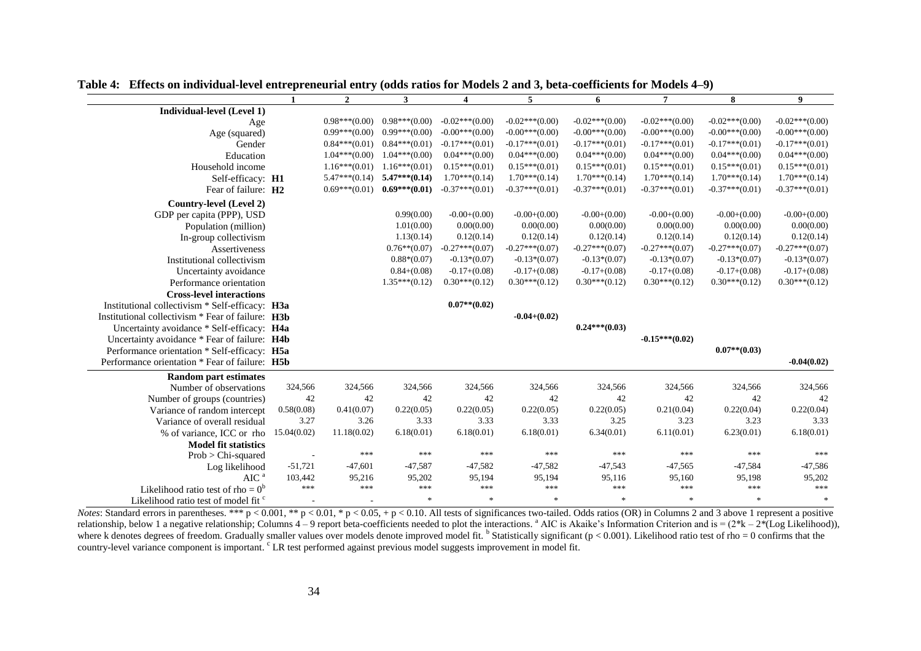**Table 4: Effects on individual-level entrepreneurial entry (odds ratios for Models 2 and 3, beta-coefficients for Models 4–9)**

| | 1 | 2 | 3 | 4 | 5 | 6 | 7 | 8 | 9 |
|---|---|---|---|---|---|---|---|---|---|
| **Individual-level (Level 1)** | | | | | | | | | |
| Age | | 0.98***(0.00) | 0.98***(0.00) | -0.02***(0.00) | -0.02***(0.00) | -0.02***(0.00) | -0.02***(0.00) | -0.02***(0.00) | -0.02***(0.00) |
| Age (squared) | | 0.99***(0.00) | 0.99***(0.00) | -0.00***(0.00) | -0.00***(0.00) | -0.00***(0.00) | -0.00***(0.00) | -0.00***(0.00) | -0.00***(0.00) |
| Gender | | 0.84***(0.01) | 0.84***(0.01) | -0.17***(0.01) | -0.17***(0.01) | -0.17***(0.01) | -0.17***(0.01) | -0.17***(0.01) | -0.17***(0.01) |
| Education | | 1.04***(0.00) | 1.04***(0.00) | 0.04***(0.00) | 0.04***(0.00) | 0.04***(0.00) | 0.04***(0.00) | 0.04***(0.00) | 0.04***(0.00) |
| Household income | | 1.16***(0.01) | 1.16***(0.01) | 0.15***(0.01) | 0.15***(0.01) | 0.15***(0.01) | 0.15***(0.01) | 0.15***(0.01) | 0.15***(0.01) |
| Self-efficacy: **H1** | | 5.47***(0.14) | **5.47***(0.14)** | 1.70***(0.14) | 1.70***(0.14) | 1.70***(0.14) | 1.70***(0.14) | 1.70***(0.14) | 1.70***(0.14) |
| Fear of failure: **H2** | | 0.69***(0.01) | **0.69***(0.01)** | -0.37***(0.01) | -0.37***(0.01) | -0.37***(0.01) | -0.37***(0.01) | -0.37***(0.01) | -0.37***(0.01) |
| **Country-level (Level 2)** | | | | | | | | | |
| GDP per capita (PPP), USD | | | 0.99(0.00) | -0.00+(0.00) | -0.00+(0.00) | -0.00+(0.00) | -0.00+(0.00) | -0.00+(0.00) | -0.00+(0.00) |
| Population (million) | | | 1.01(0.00) | 0.00(0.00) | 0.00(0.00) | 0.00(0.00) | 0.00(0.00) | 0.00(0.00) | 0.00(0.00) |
| In-group collectivism | | | 1.13(0.14) | 0.12(0.14) | 0.12(0.14) | 0.12(0.14) | 0.12(0.14) | 0.12(0.14) | 0.12(0.14) |
| Assertiveness | | | 0.76**(0.07) | -0.27***(0.07) | -0.27***(0.07) | -0.27***(0.07) | -0.27***(0.07) | -0.27***(0.07) | -0.27***(0.07) |
| Institutional collectivism | | | 0.88*(0.07) | -0.13*(0.07) | -0.13*(0.07) | -0.13*(0.07) | -0.13*(0.07) | -0.13*(0.07) | -0.13*(0.07) |
| Uncertainty avoidance | | | 0.84+(0.08) | -0.17+(0.08) | -0.17+(0.08) | -0.17+(0.08) | -0.17+(0.08) | -0.17+(0.08) | -0.17+(0.08) |
| Performance orientation | | | 1.35***(0.12) | 0.30***(0.12) | 0.30***(0.12) | 0.30***(0.12) | 0.30***(0.12) | 0.30***(0.12) | 0.30***(0.12) |
| **Cross-level interactions** | | | | | | | | | |
| Institutional collectivism * Self-efficacy: **H3a** | | | | **0.07**(0.02)** | | | | | |
| Institutional collectivism * Fear of failure: **H3b** | | | | | **-0.04+(0.02)** | | | | |
| Uncertainty avoidance * Self-efficacy: **H4a** | | | | | | **0.24***(0.03)** | | | |
| Uncertainty avoidance * Fear of failure: **H4b** | | | | | | | **-0.15***(0.02)** | | |
| Performance orientation * Self-efficacy: **H5a** | | | | | | | | **0.07**(0.03)** | |
| Performance orientation * Fear of failure: **H5b** | | | | | | | | | **-0.04(0.02)** |
| **Random part estimates** | | | | | | | | | |
| Number of observations | 324,566 | 324,566 | 324,566 | 324,566 | 324,566 | 324,566 | 324,566 | 324,566 | 324,566 |
| Number of groups (countries) | 42 | 42 | 42 | 42 | 42 | 42 | 42 | 42 | 42 |
| Variance of random intercept | 0.58(0.08) | 0.41(0.07) | 0.22(0.05) | 0.22(0.05) | 0.22(0.05) | 0.22(0.05) | 0.21(0.04) | 0.22(0.04) | 0.22(0.04) |
| Variance of overall residual | 3.27 | 3.26 | 3.33 | 3.33 | 3.33 | 3.25 | 3.23 | 3.23 | 3.33 |
| % of variance, ICC or rho | 15.04(0.02) | 11.18(0.02) | 6.18(0.01) | 6.18(0.01) | 6.18(0.01) | 6.34(0.01) | 6.11(0.01) | 6.23(0.01) | 6.18(0.01) |
| **Model fit statistics** | | | | | | | | | |
| Prob > Chi-squared | - | *** | *** | *** | *** | *** | *** | *** | *** |
| Log likelihood | -51,721 | -47,601 | -47,587 | -47,582 | -47,582 | -47,543 | -47,565 | -47,584 | -47,586 |
| AIC [a] | 103,442 | 95,216 | 95,202 | 95,194 | 95,194 | 95,116 | 95,160 | 95,198 | 95,202 |
| Likelihood ratio test of rho = 0[b] | *** | *** | *** | *** | *** | *** | *** | *** | *** |
| Likelihood ratio test of model fit [c] | - | - | * | * | * | * | * | * | * |

*Notes*: Standard errors in parentheses. *** p < 0.001, ** p < 0.01, * p < 0.05, + p < 0.10. All tests of significances two-tailed. Odds ratios (OR) in Columns 2 and 3 above 1 represent a positive relationship, below 1 a negative relationship; Columns 4 – 9 report beta-coefficients needed to plot the interactions. [a] AIC is Akaike's Information Criterion and is = (2*k – 2*(Log Likelihood)), where k denotes degrees of freedom. Gradually smaller values over models denote improved model fit. [b] Statistically significant (p < 0.001). Likelihood ratio test of rho = 0 confirms that the country-level variance component is important. [c] LR test performed against previous model suggests improvement in model fit.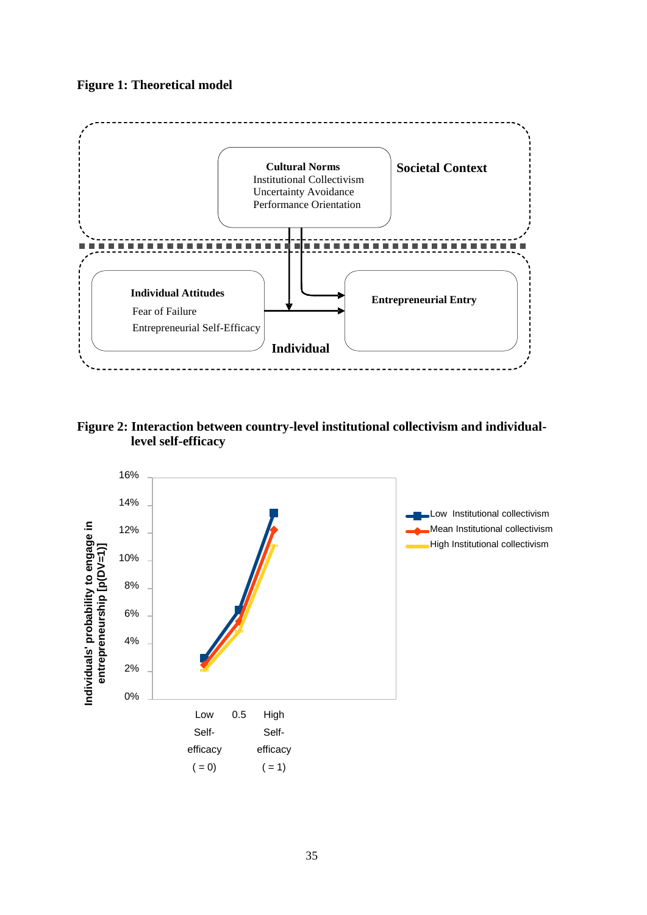**Figure 1: Theoretical model**

Cultural Norms
Institutional Collectivism
Uncertainty Avoidance
Performance Orientation

Societal Context

Individual Attitudes
Fear of Failure
Entrepreneurial Self-Efficacy

Entrepreneurial Entry

Individual

**Figure 2: Interaction between country-level institutional collectivism and individual-level self-efficacy**

Individuals' probability to engage in entrepreneurship [p(DV=1)]

16%
14%
12%
10%
8%
6%
4%
2%
0%

Low Self-efficacy ( = 0) | 0.5 | High Self-efficacy ( = 1)

Low Institutional collectivism
Mean Institutional collectivism
High Institutional collectivism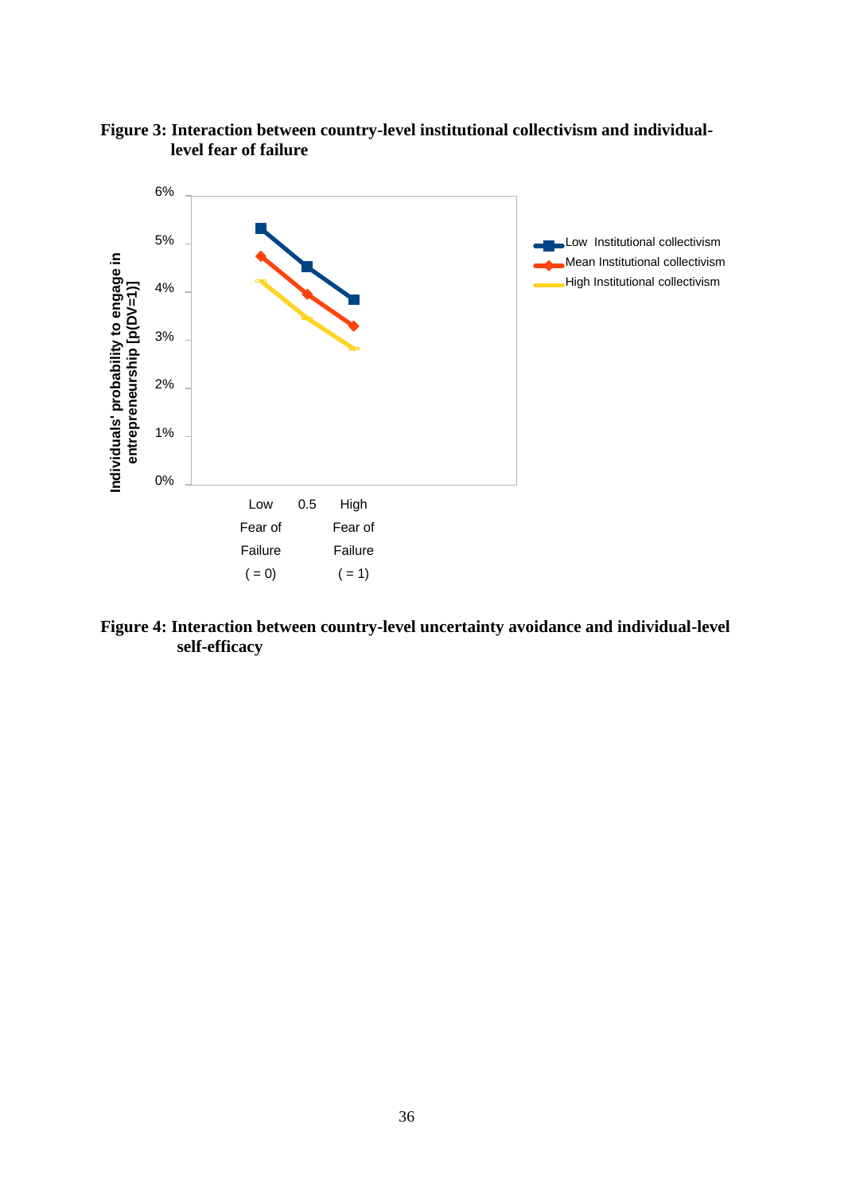**Figure 3: Interaction between country-level institutional collectivism and individual-level fear of failure**

Individuals' probability to engage in entrepreneurship [p(DV=1)]

6%
5%
4%
3%
2%
1%
0%

Low Institutional collectivism
Mean Institutional collectivism
High Institutional collectivism

Low Fear of Failure ( = 0) | 0.5 | High Fear of Failure ( = 1)

**Figure 4: Interaction between country-level uncertainty avoidance and individual-level self-efficacy**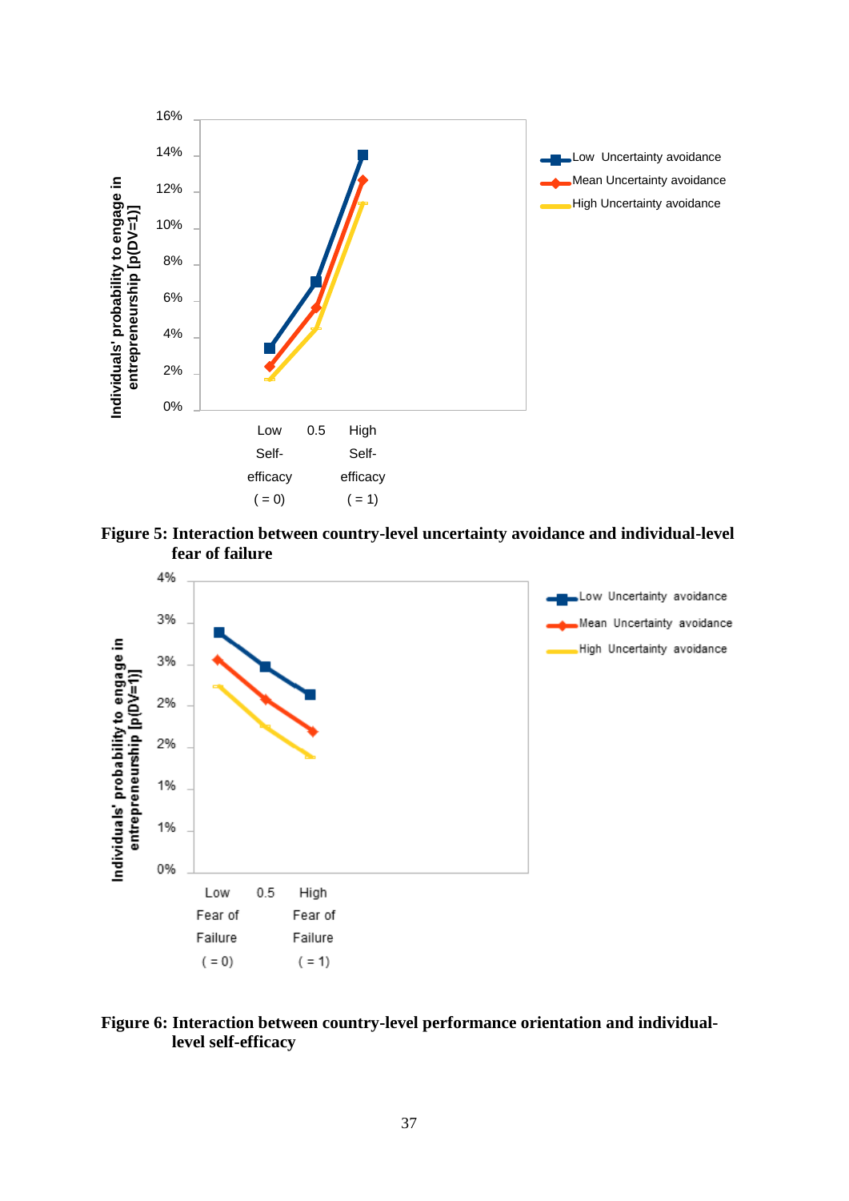**Figure 5: Interaction between country-level uncertainty avoidance and individual-level fear of failure**

**Figure 6: Interaction between country-level performance orientation and individual-level self-efficacy**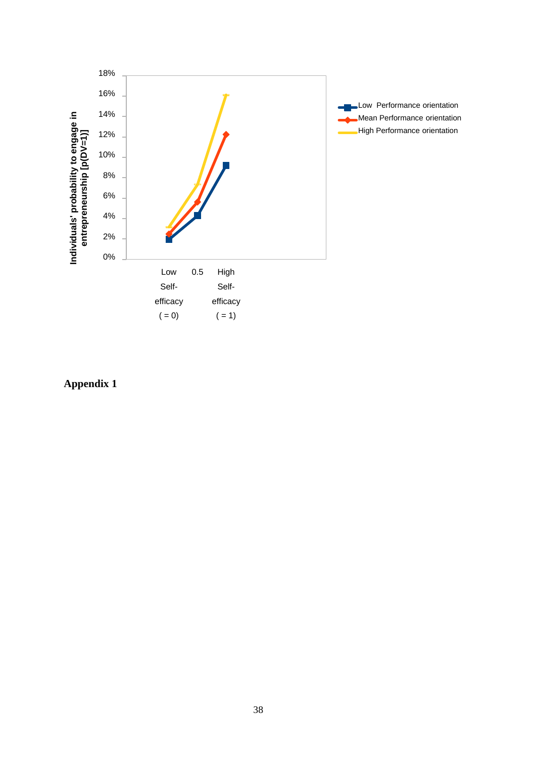## Appendix 1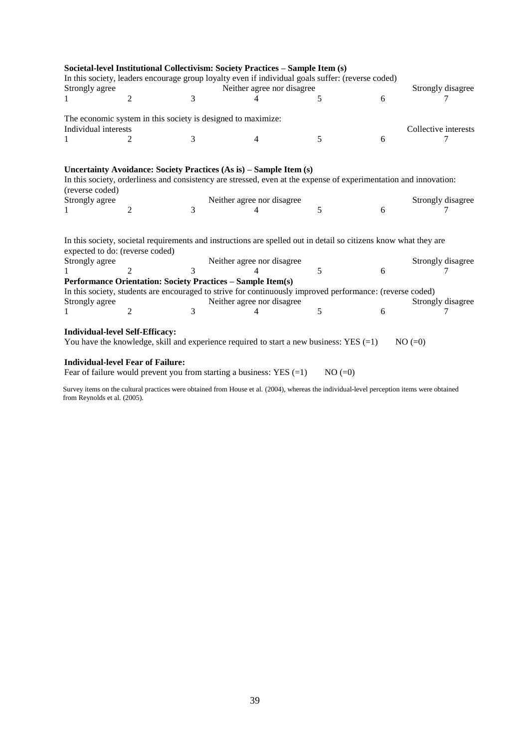**Societal-level Institutional Collectivism: Society Practices – Sample Item (s)**

In this society, leaders encourage group loyalty even if individual goals suffer: (reverse coded)

| Strongly agree | | | Neither agree nor disagree | | | Strongly disagree |
|---|---|---|---|---|---|---|
| 1 | 2 | 3 | 4 | 5 | 6 | 7 |

The economic system in this society is designed to maximize:

| Individual interests | | | | | | Collective interests |
|---|---|---|---|---|---|---|
| 1 | 2 | 3 | 4 | 5 | 6 | 7 |

**Uncertainty Avoidance: Society Practices (As is) – Sample Item (s)**

In this society, orderliness and consistency are stressed, even at the expense of experimentation and innovation: (reverse coded)

| Strongly agree | | | Neither agree nor disagree | | | Strongly disagree |
|---|---|---|---|---|---|---|
| 1 | 2 | 3 | 4 | 5 | 6 | 7 |

In this society, societal requirements and instructions are spelled out in detail so citizens know what they are expected to do: (reverse coded)

| Strongly agree | | | Neither agree nor disagree | | | Strongly disagree |
|---|---|---|---|---|---|---|
| 1 | 2 | 3 | 4 | 5 | 6 | 7 |

**Performance Orientation: Society Practices – Sample Item(s)**

In this society, students are encouraged to strive for continuously improved performance: (reverse coded)

| Strongly agree | | | Neither agree nor disagree | | | Strongly disagree |
|---|---|---|---|---|---|---|
| 1 | 2 | 3 | 4 | 5 | 6 | 7 |

**Individual-level Self-Efficacy:**

You have the knowledge, skill and experience required to start a new business: YES (=1) NO (=0)

**Individual-level Fear of Failure:**

Fear of failure would prevent you from starting a business: YES (=1) NO (=0)

Survey items on the cultural practices were obtained from House et al. (2004), whereas the individual-level perception items were obtained from Reynolds et al. (2005).